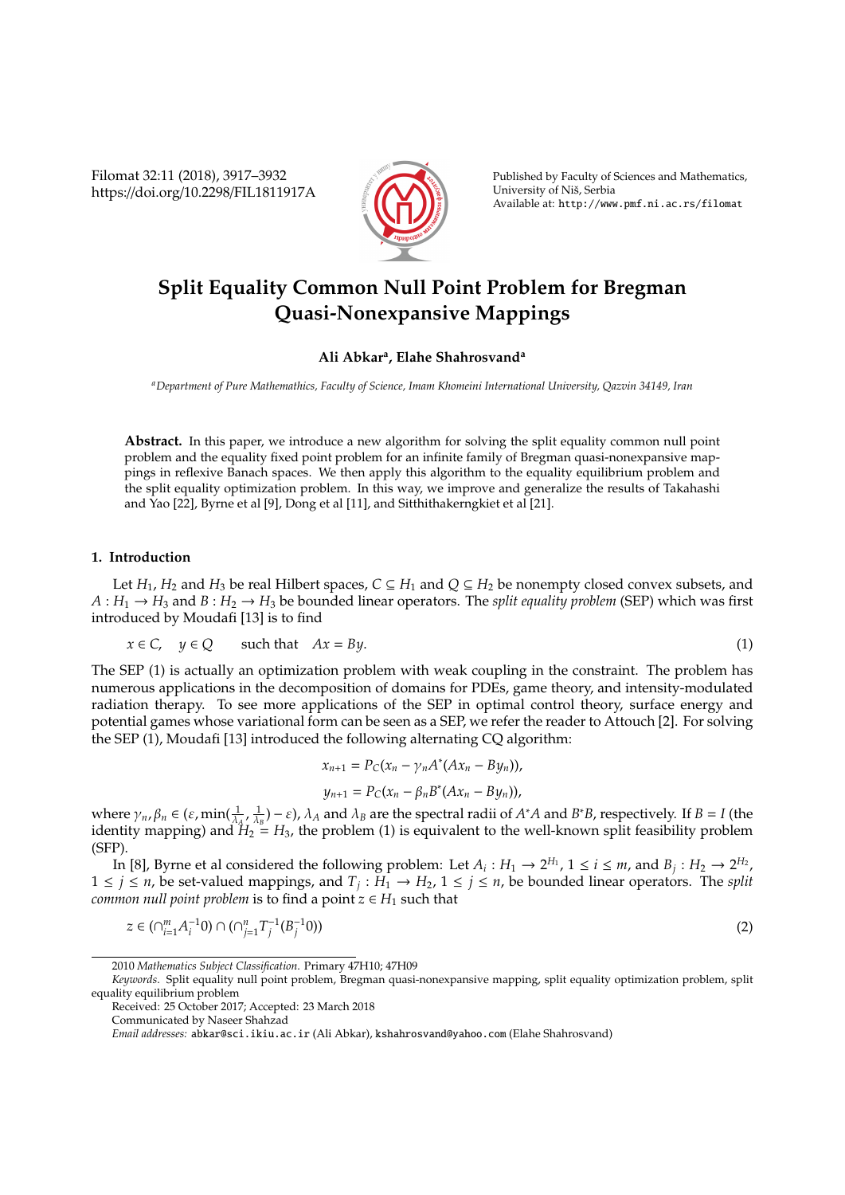# Split Equality Common Null Point Problem for Bregman Quasi-Nonexpansive Mappings

**Ali Abkar[a], Elahe Shahrosvand[a]**

[a]*Department of Pure Mathemathics, Faculty of Science, Imam Khomeini International University, Qazvin 34149, Iran*

**Abstract.** In this paper, we introduce a new algorithm for solving the split equality common null point problem and the equality fixed point problem for an infinite family of Bregman quasi-nonexpansive mappings in reflexive Banach spaces. We then apply this algorithm to the equality equilibrium problem and the split equality optimization problem. In this way, we improve and generalize the results of Takahashi and Yao [22], Byrne et al [9], Dong et al [11], and Sitthithakerngkiet et al [21].

## 1. Introduction

Let $H_1$, $H_2$ and $H_3$ be real Hilbert spaces, $C \subseteq H_1$ and $Q \subseteq H_2$ be nonempty closed convex subsets, and $A : H_1 \to H_3$ and $B : H_2 \to H_3$ be bounded linear operators. The *split equality problem* (SEP) which was first introduced by Moudafi [13] is to find

$$x \in C, \quad y \in Q \qquad \text{such that} \quad Ax = By. \tag{1}$$

The SEP (1) is actually an optimization problem with weak coupling in the constraint. The problem has numerous applications in the decomposition of domains for PDEs, game theory, and intensity-modulated radiation therapy. To see more applications of the SEP in optimal control theory, surface energy and potential games whose variational form can be seen as a SEP, we refer the reader to Attouch [2]. For solving the SEP (1), Moudafi [13] introduced the following alternating CQ algorithm:

$$x_{n+1} = P_C(x_n - \gamma_n A^*(Ax_n - By_n)),$$

$$y_{n+1} = P_C(x_n - \beta_n B^*(Ax_n - By_n)),$$

where $\gamma_n, \beta_n \in (\varepsilon, \min(\frac{1}{\lambda_A}, \frac{1}{\lambda_B}) - \varepsilon)$, $\lambda_A$ and $\lambda_B$ are the spectral radii of $A^*A$ and $B^*B$, respectively. If $B = I$ (the identity mapping) and $H_2 = H_3$, the problem (1) is equivalent to the well-known split feasibility problem (SFP).

In [8], Byrne et al considered the following problem: Let $A_i : H_1 \to 2^{H_1}$, $1 \le i \le m$, and $B_j : H_2 \to 2^{H_2}$, $1 \le j \le n$, be set-valued mappings, and $T_j : H_1 \to H_2$, $1 \le j \le n$, be bounded linear operators. The *split common null point problem* is to find a point $z \in H_1$ such that

$$z \in (\cap_{i=1}^{m} A_i^{-1}0) \cap (\cap_{j=1}^{n} T_j^{-1}(B_j^{-1}0)) \tag{2}$$

---

2010 *Mathematics Subject Classification*. Primary 47H10; 47H09

*Keywords*. Split equality null point problem, Bregman quasi-nonexpansive mapping, split equality optimization problem, split equality equilibrium problem

Received: 25 October 2017; Accepted: 23 March 2018

Communicated by Naseer Shahzad

*Email addresses:* abkar@sci.ikiu.ac.ir (Ali Abkar), kshahrosvand@yahoo.com (Elahe Shahrosvand)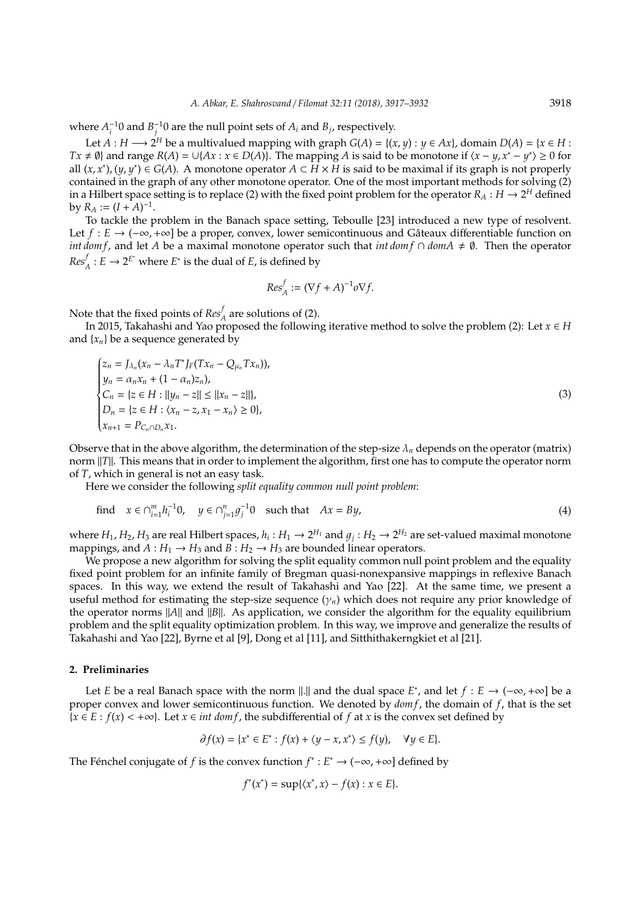where $A_i^{-1}0$ and $B_j^{-1}0$ are the null point sets of $A_i$ and $B_j$, respectively.

Let $A : H \longrightarrow 2^H$ be a multivalued mapping with graph $G(A) = \{(x, y) : y \in Ax\}$, domain $D(A) = \{x \in H : Tx \neq \emptyset\}$ and range $R(A) = \cup\{Ax : x \in D(A)\}$. The mapping $A$ is said to be monotone if $\langle x - y, x^* - y^* \rangle \geq 0$ for all $(x, x^*), (y, y^*) \in G(A)$. A monotone operator $A \subset H \times H$ is said to be maximal if its graph is not properly contained in the graph of any other monotone operator. One of the most important methods for solving (2) in a Hilbert space setting is to replace (2) with the fixed point problem for the operator $R_A : H \to 2^H$ defined by $R_A := (I + A)^{-1}$.

To tackle the problem in the Banach space setting, Teboulle [23] introduced a new type of resolvent. Let $f : E \to (-\infty, +\infty]$ be a proper, convex, lower semicontinuous and Gâteaux differentiable function on *int domf*, and let $A$ be a maximal monotone operator such that *int domf* $\cap$ *domA* $\neq \emptyset$. Then the operator $Res_A^f : E \to 2^{E^*}$ where $E^*$ is the dual of $E$, is defined by

$$Res_A^f := (\nabla f + A)^{-1} o \nabla f.$$

Note that the fixed points of $Res_A^f$ are solutions of (2).

In 2015, Takahashi and Yao proposed the following iterative method to solve the problem (2): Let $x \in H$ and $\{x_n\}$ be a sequence generated by

$$\begin{cases} z_n = J_{\lambda_n}(x_n - \lambda_n T^* J_F(Tx_n - Q_{\mu_n} Tx_n)), \\ y_n = \alpha_n x_n + (1 - \alpha_n) z_n), \\ C_n = \{z \in H : \|y_n - z\| \leq \|x_n - z\|\}, \\ D_n = \{z \in H : \langle x_n - z, x_1 - x_n \rangle \geq 0\}, \\ x_{n+1} = P_{C_n \cap D_n} x_1. \end{cases} \tag{3}$$

Observe that in the above algorithm, the determination of the step-size $\lambda_n$ depends on the operator (matrix) norm $\|T\|$. This means that in order to implement the algorithm, first one has to compute the operator norm of $T$, which in general is not an easy task.

Here we consider the following *split equality common null point problem*:

$$\text{find} \quad x \in \cap_{i=1}^m h_i^{-1} 0, \quad y \in \cap_{j=1}^n g_j^{-1} 0 \quad \text{such that} \quad Ax = By, \tag{4}$$

where $H_1, H_2, H_3$ are real Hilbert spaces, $h_i : H_1 \to 2^{H_1}$ and $g_j : H_2 \to 2^{H_2}$ are set-valued maximal monotone mappings, and $A : H_1 \to H_3$ and $B : H_2 \to H_3$ are bounded linear operators.

We propose a new algorithm for solving the split equality common null point problem and the equality fixed point problem for an infinite family of Bregman quasi-nonexpansive mappings in reflexive Banach spaces. In this way, we extend the result of Takahashi and Yao [22]. At the same time, we present a useful method for estimating the step-size sequence $(\gamma_n)$ which does not require any prior knowledge of the operator norms $\|A\|$ and $\|B\|$. As application, we consider the algorithm for the equality equilibrium problem and the split equality optimization problem. In this way, we improve and generalize the results of Takahashi and Yao [22], Byrne et al [9], Dong et al [11], and Sitthithakerngkiet et al [21].

## 2. Preliminaries

Let $E$ be a real Banach space with the norm $\|.\|$ and the dual space $E^*$, and let $f : E \to (-\infty, +\infty]$ be a proper convex and lower semicontinuous function. We denoted by *domf*, the domain of $f$, that is the set $\{x \in E : f(x) < +\infty\}$. Let $x \in$ *int domf*, the subdifferential of $f$ at $x$ is the convex set defined by

$$\partial f(x) = \{x^* \in E^* : f(x) + \langle y - x, x^* \rangle \leq f(y), \quad \forall y \in E\}.$$

The Fénchel conjugate of $f$ is the convex function $f^* : E^* \to (-\infty, +\infty]$ defined by

$$f^*(x^*) = \sup\{\langle x^*, x \rangle - f(x) : x \in E\}.$$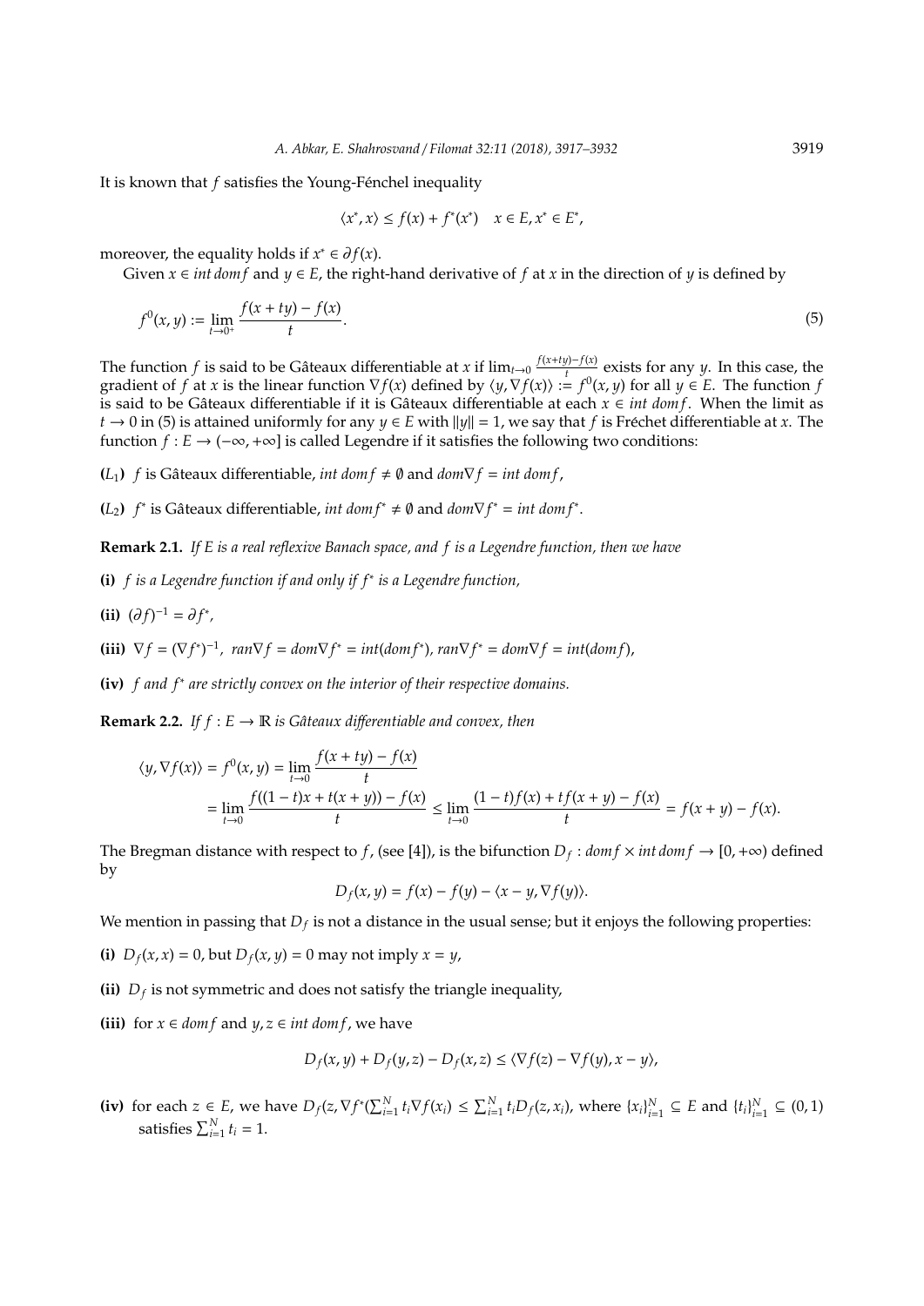It is known that $f$ satisfies the Young-Fénchel inequality

$$\langle x^*, x\rangle \leq f(x) + f^*(x^*) \quad x \in E, x^* \in E^*,$$

moreover, the equality holds if $x^* \in \partial f(x)$.

Given $x \in int\, dom f$ and $y \in E$, the right-hand derivative of $f$ at $x$ in the direction of $y$ is defined by

$$f^0(x, y) := \lim_{t\to 0^+} \frac{f(x + ty) - f(x)}{t}. \tag{5}$$

The function $f$ is said to be Gâteaux differentiable at $x$ if $\lim_{t\to 0} \frac{f(x+ty)-f(x)}{t}$ exists for any $y$. In this case, the gradient of $f$ at $x$ is the linear function $\nabla f(x)$ defined by $\langle y, \nabla f(x)\rangle := f^0(x, y)$ for all $y \in E$. The function $f$ is said to be Gâteaux differentiable if it is Gâteaux differentiable at each $x \in int\, dom f$. When the limit as $t \to 0$ in (5) is attained uniformly for any $y \in E$ with $\|y\| = 1$, we say that $f$ is Fréchet differentiable at $x$. The function $f : E \to (-\infty, +\infty]$ is called Legendre if it satisfies the following two conditions:

**($L_1$)** $f$ is Gâteaux differentiable, $int\, dom f \neq \emptyset$ and $dom \nabla f = int\, dom f$,

**($L_2$)** $f^*$ is Gâteaux differentiable, $int\, dom f^* \neq \emptyset$ and $dom \nabla f^* = int\, dom f^*$.

**Remark 2.1.** *If $E$ is a real reflexive Banach space, and $f$ is a Legendre function, then we have*

**(i)** *$f$ is a Legendre function if and only if $f^*$ is a Legendre function,*

**(ii)** $(\partial f)^{-1} = \partial f^*$,

**(iii)** $\nabla f = (\nabla f^*)^{-1}$, *$ran \nabla f = dom \nabla f^* = int(dom f^*)$, $ran \nabla f^* = dom \nabla f = int(dom f)$,*

**(iv)** *$f$ and $f^*$ are strictly convex on the interior of their respective domains.*

**Remark 2.2.** *If $f : E \to \mathbb{R}$ is Gâteaux differentiable and convex, then*

$$\begin{aligned}\langle y, \nabla f(x)\rangle = f^0(x, y) &= \lim_{t\to 0} \frac{f(x + ty) - f(x)}{t} \\ &= \lim_{t\to 0} \frac{f((1 - t)x + t(x + y)) - f(x)}{t} \leq \lim_{t\to 0} \frac{(1 - t)f(x) + tf(x + y) - f(x)}{t} = f(x + y) - f(x).\end{aligned}$$

The Bregman distance with respect to $f$, (see [4]), is the bifunction $D_f : dom f \times int\, dom f \to [0, +\infty)$ defined by

$$D_f(x, y) = f(x) - f(y) - \langle x - y, \nabla f(y)\rangle.$$

We mention in passing that $D_f$ is not a distance in the usual sense; but it enjoys the following properties:

**(i)** $D_f(x, x) = 0$, but $D_f(x, y) = 0$ may not imply $x = y$,

**(ii)** $D_f$ is not symmetric and does not satisfy the triangle inequality,

**(iii)** for $x \in dom f$ and $y, z \in int\, dom f$, we have

$$D_f(x, y) + D_f(y, z) - D_f(x, z) \leq \langle \nabla f(z) - \nabla f(y), x - y\rangle,$$

**(iv)** for each $z \in E$, we have $D_f(z, \nabla f^*(\sum_{i=1}^N t_i \nabla f(x_i)) \leq \sum_{i=1}^N t_i D_f(z, x_i)$, where $\{x_i\}_{i=1}^N \subseteq E$ and $\{t_i\}_{i=1}^N \subseteq (0, 1)$ satisfies $\sum_{i=1}^N t_i = 1$.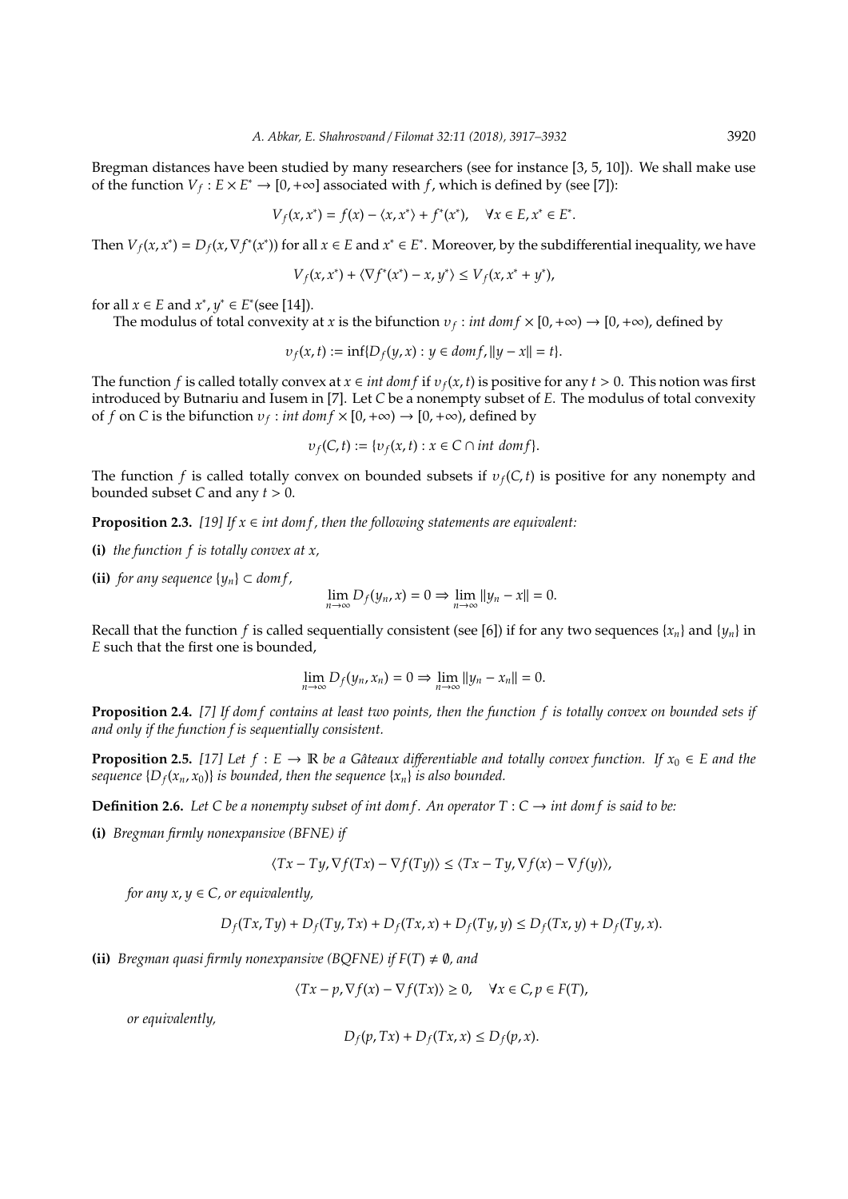Bregman distances have been studied by many researchers (see for instance [3, 5, 10]). We shall make use of the function $V_f : E \times E^* \to [0, +\infty]$ associated with $f$, which is defined by (see [7]):

$$V_f(x, x^*) = f(x) - \langle x, x^* \rangle + f^*(x^*), \quad \forall x \in E, x^* \in E^*.$$

Then $V_f(x, x^*) = D_f(x, \nabla f^*(x^*))$ for all $x \in E$ and $x^* \in E^*$. Moreover, by the subdifferential inequality, we have

$$V_f(x, x^*) + \langle \nabla f^*(x^*) - x, y^* \rangle \leq V_f(x, x^* + y^*),$$

for all $x \in E$ and $x^*, y^* \in E^*$(see [14]).

The modulus of total convexity at $x$ is the bifunction $\upsilon_f : int\, dom f \times [0, +\infty) \to [0, +\infty)$, defined by

$$\upsilon_f(x, t) := \inf\{D_f(y, x) : y \in dom f, \|y - x\| = t\}.$$

The function $f$ is called totally convex at $x \in int\, dom f$ if $\upsilon_f(x, t)$ is positive for any $t > 0$. This notion was first introduced by Butnariu and Iusem in [7]. Let $C$ be a nonempty subset of $E$. The modulus of total convexity of $f$ on $C$ is the bifunction $\upsilon_f : int\, dom f \times [0, +\infty) \to [0, +\infty)$, defined by

$$\upsilon_f(C, t) := \{\upsilon_f(x, t) : x \in C \cap int\ dom f\}.$$

The function $f$ is called totally convex on bounded subsets if $\upsilon_f(C, t)$ is positive for any nonempty and bounded subset $C$ and any $t > 0$.

**Proposition 2.3.** *[19] If $x \in int\, dom f$, then the following statements are equivalent:*

**(i)** *the function $f$ is totally convex at $x$,*

**(ii)** *for any sequence $\{y_n\} \subset dom f$,*

$$\lim_{n\to\infty} D_f(y_n, x) = 0 \Rightarrow \lim_{n\to\infty} \|y_n - x\| = 0.$$

Recall that the function $f$ is called sequentially consistent (see [6]) if for any two sequences $\{x_n\}$ and $\{y_n\}$ in $E$ such that the first one is bounded,

$$\lim_{n\to\infty} D_f(y_n, x_n) = 0 \Rightarrow \lim_{n\to\infty} \|y_n - x_n\| = 0.$$

**Proposition 2.4.** *[7] If $dom f$ contains at least two points, then the function $f$ is totally convex on bounded sets if and only if the function f is sequentially consistent.*

**Proposition 2.5.** *[17] Let $f : E \to \mathbb{R}$ be a Gâteaux differentiable and totally convex function. If $x_0 \in E$ and the sequence $\{D_f(x_n, x_0)\}$ is bounded, then the sequence $\{x_n\}$ is also bounded.*

**Definition 2.6.** *Let $C$ be a nonempty subset of $int\, dom f$. An operator $T : C \to int\, dom f$ is said to be:*

**(i)** *Bregman firmly nonexpansive (BFNE) if*

$$\langle Tx - Ty, \nabla f(Tx) - \nabla f(Ty) \rangle \leq \langle Tx - Ty, \nabla f(x) - \nabla f(y) \rangle,$$

*for any $x, y \in C$, or equivalently,*

$$D_f(Tx, Ty) + D_f(Ty, Tx) + D_f(Tx, x) + D_f(Ty, y) \leq D_f(Tx, y) + D_f(Ty, x).$$

**(ii)** *Bregman quasi firmly nonexpansive (BQFNE) if $F(T) \neq \emptyset$, and*

$$\langle Tx - p, \nabla f(x) - \nabla f(Tx) \rangle \geq 0, \quad \forall x \in C, p \in F(T),$$

*or equivalently,*

$$D_f(p, Tx) + D_f(Tx, x) \leq D_f(p, x).$$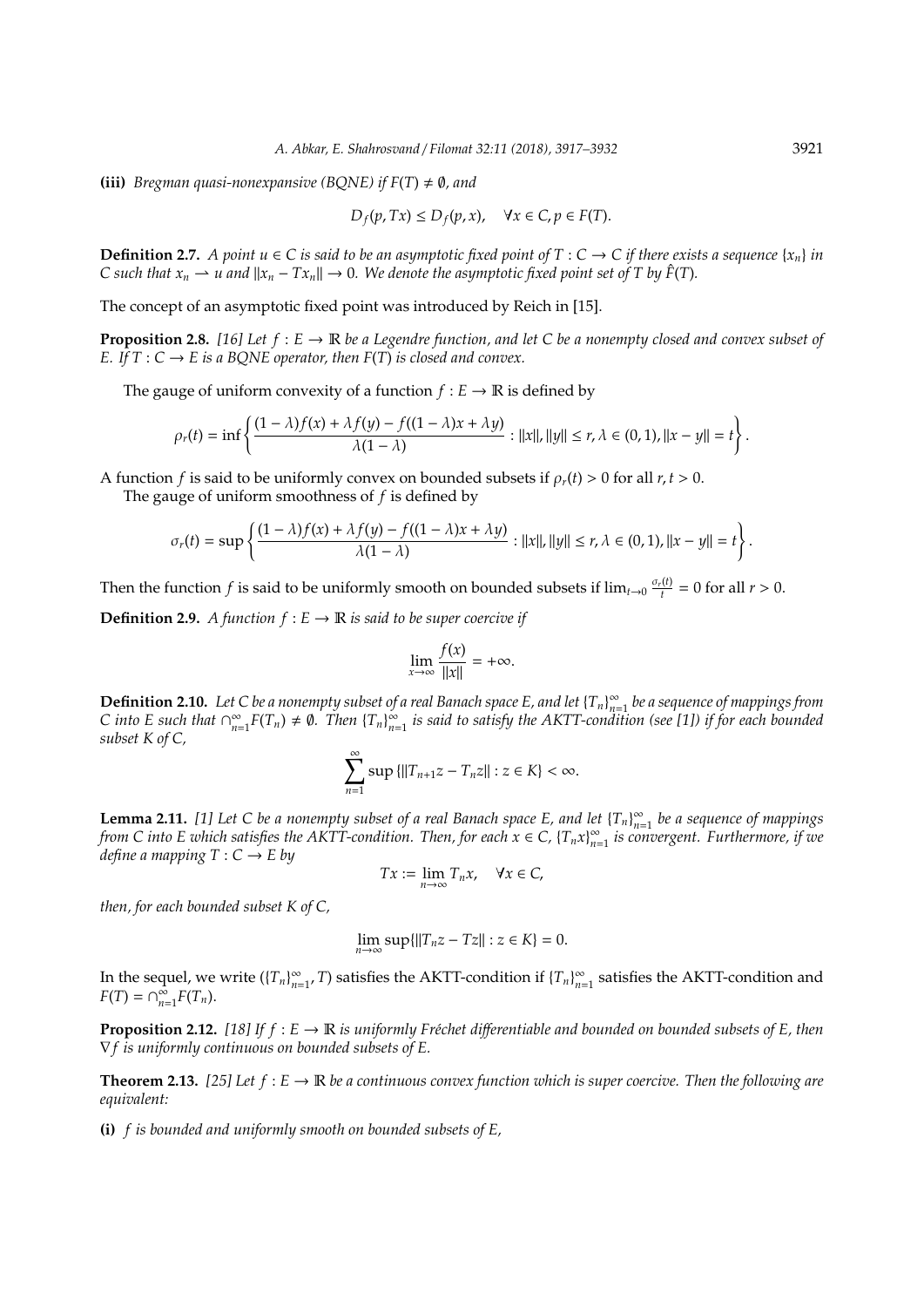**(iii)** *Bregman quasi-nonexpansive (BQNE) if $F(T) \neq \emptyset$, and*

$$D_f(p, Tx) \leq D_f(p, x), \quad \forall x \in C, p \in F(T).$$

**Definition 2.7.** *A point $u \in C$ is said to be an asymptotic fixed point of $T : C \to C$ if there exists a sequence $\{x_n\}$ in $C$ such that $x_n \rightharpoonup u$ and $\|x_n - Tx_n\| \to 0$. We denote the asymptotic fixed point set of $T$ by $\hat{F}(T)$.*

The concept of an asymptotic fixed point was introduced by Reich in [15].

**Proposition 2.8.** *[16] Let $f : E \to \mathbb{R}$ be a Legendre function, and let $C$ be a nonempty closed and convex subset of $E$. If $T : C \to E$ is a BQNE operator, then $F(T)$ is closed and convex.*

The gauge of uniform convexity of a function $f : E \to \mathbb{R}$ is defined by

$$\rho_r(t) = \inf\left\{ \frac{(1-\lambda)f(x) + \lambda f(y) - f((1-\lambda)x + \lambda y)}{\lambda(1-\lambda)} : \|x\|, \|y\| \leq r, \lambda \in (0,1), \|x - y\| = t \right\}.$$

A function $f$ is said to be uniformly convex on bounded subsets if $\rho_r(t) > 0$ for all $r, t > 0$.

The gauge of uniform smoothness of $f$ is defined by

$$\sigma_r(t) = \sup\left\{ \frac{(1-\lambda)f(x) + \lambda f(y) - f((1-\lambda)x + \lambda y)}{\lambda(1-\lambda)} : \|x\|, \|y\| \leq r, \lambda \in (0,1), \|x - y\| = t \right\}.$$

Then the function $f$ is said to be uniformly smooth on bounded subsets if $\lim_{t \to 0} \frac{\sigma_r(t)}{t} = 0$ for all $r > 0$.

**Definition 2.9.** *A function $f : E \to \mathbb{R}$ is said to be super coercive if*

$$\lim_{x \to \infty} \frac{f(x)}{\|x\|} = +\infty.$$

**Definition 2.10.** *Let $C$ be a nonempty subset of a real Banach space $E$, and let $\{T_n\}_{n=1}^{\infty}$ be a sequence of mappings from $C$ into $E$ such that $\cap_{n=1}^{\infty} F(T_n) \neq \emptyset$. Then $\{T_n\}_{n=1}^{\infty}$ is said to satisfy the AKTT-condition (see [1]) if for each bounded subset $K$ of $C$,*

$$\sum_{n=1}^{\infty} \sup\{\|T_{n+1}z - T_n z\| : z \in K\} < \infty.$$

**Lemma 2.11.** *[1] Let $C$ be a nonempty subset of a real Banach space $E$, and let $\{T_n\}_{n=1}^{\infty}$ be a sequence of mappings from $C$ into $E$ which satisfies the AKTT-condition. Then, for each $x \in C$, $\{T_n x\}_{n=1}^{\infty}$ is convergent. Furthermore, if we define a mapping $T : C \to E$ by*

$$Tx := \lim_{n \to \infty} T_n x, \quad \forall x \in C,$$

*then, for each bounded subset $K$ of $C$,*

$$\lim_{n \to \infty} \sup\{\|T_n z - Tz\| : z \in K\} = 0.$$

In the sequel, we write $(\{T_n\}_{n=1}^{\infty}, T)$ satisfies the AKTT-condition if $\{T_n\}_{n=1}^{\infty}$ satisfies the AKTT-condition and $F(T) = \cap_{n=1}^{\infty} F(T_n)$.

**Proposition 2.12.** *[18] If $f : E \to \mathbb{R}$ is uniformly Fréchet differentiable and bounded on bounded subsets of $E$, then $\nabla f$ is uniformly continuous on bounded subsets of $E$.*

**Theorem 2.13.** *[25] Let $f : E \to \mathbb{R}$ be a continuous convex function which is super coercive. Then the following are equivalent:*

**(i)** *$f$ is bounded and uniformly smooth on bounded subsets of $E$,*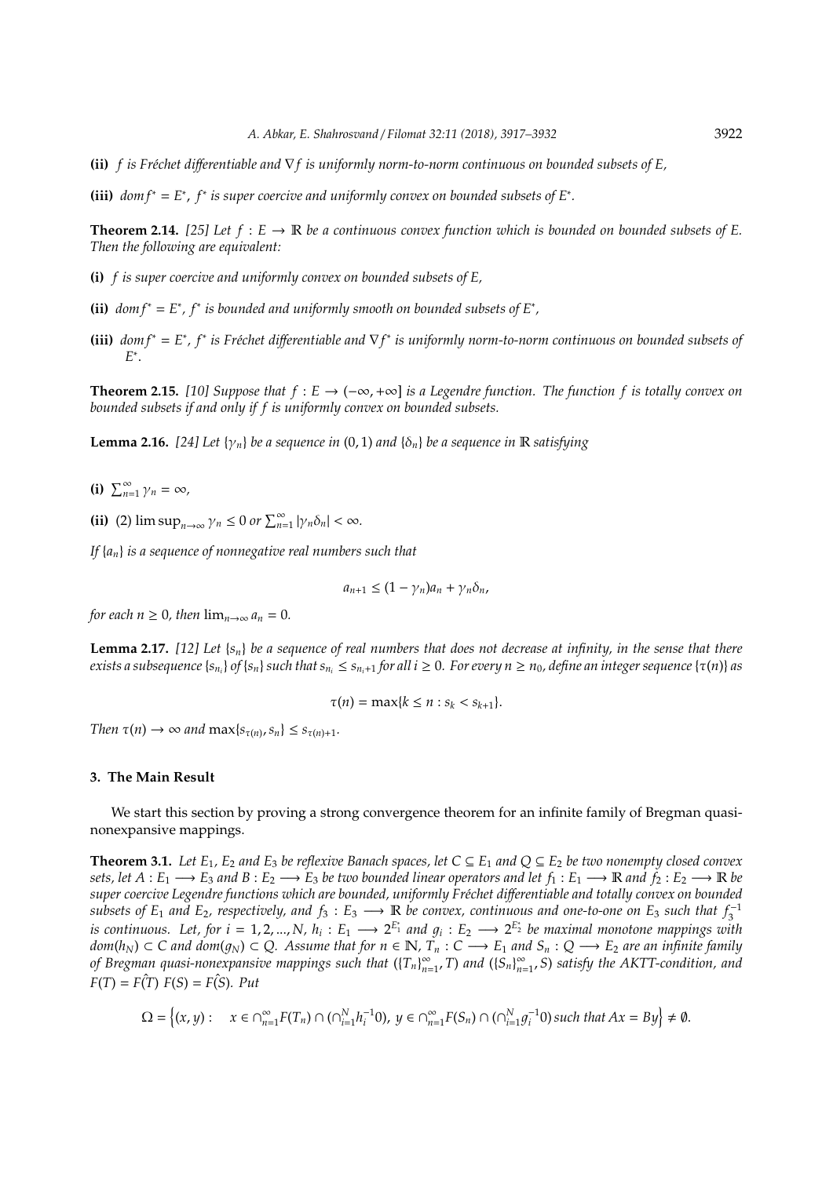**(ii)** *$f$ is Fréchet differentiable and $\nabla f$ is uniformly norm-to-norm continuous on bounded subsets of $E$,*

**(iii)** *$dom f^* = E^*$, $f^*$ is super coercive and uniformly convex on bounded subsets of $E^*$.*

**Theorem 2.14.** *[25] Let $f : E \to \mathbb{R}$ be a continuous convex function which is bounded on bounded subsets of $E$. Then the following are equivalent:*

**(i)** *$f$ is super coercive and uniformly convex on bounded subsets of $E$,*

**(ii)** *$dom f^* = E^*$, $f^*$ is bounded and uniformly smooth on bounded subsets of $E^*$,*

**(iii)** *$dom f^* = E^*$, $f^*$ is Fréchet differentiable and $\nabla f^*$ is uniformly norm-to-norm continuous on bounded subsets of $E^*$.*

**Theorem 2.15.** *[10] Suppose that $f : E \to (-\infty, +\infty]$ is a Legendre function. The function $f$ is totally convex on bounded subsets if and only if $f$ is uniformly convex on bounded subsets.*

**Lemma 2.16.** *[24] Let $\{\gamma_n\}$ be a sequence in $(0, 1)$ and $\{\delta_n\}$ be a sequence in $\mathbb{R}$ satisfying*

**(i)** $\sum_{n=1}^{\infty} \gamma_n = \infty$,

**(ii)** (2) $\limsup_{n\to\infty} \gamma_n \leq 0$ *or* $\sum_{n=1}^{\infty} |\gamma_n \delta_n| < \infty$.

*If $\{a_n\}$ is a sequence of nonnegative real numbers such that*

$$a_{n+1} \leq (1 - \gamma_n)a_n + \gamma_n \delta_n,$$

*for each $n \geq 0$, then $\lim_{n\to\infty} a_n = 0$.*

**Lemma 2.17.** *[12] Let $\{s_n\}$ be a sequence of real numbers that does not decrease at infinity, in the sense that there exists a subsequence $\{s_{n_i}\}$ of $\{s_n\}$ such that $s_{n_i} \leq s_{n_i+1}$ for all $i \geq 0$. For every $n \geq n_0$, define an integer sequence $\{\tau(n)\}$ as*

$$\tau(n) = \max\{k \leq n : s_k < s_{k+1}\}.$$

*Then $\tau(n) \to \infty$ and $\max\{s_{\tau(n)}, s_n\} \leq s_{\tau(n)+1}$.*

## 3. The Main Result

We start this section by proving a strong convergence theorem for an infinite family of Bregman quasi-nonexpansive mappings.

**Theorem 3.1.** *Let $E_1$, $E_2$ and $E_3$ be reflexive Banach spaces, let $C \subseteq E_1$ and $Q \subseteq E_2$ be two nonempty closed convex sets, let $A : E_1 \longrightarrow E_3$ and $B : E_2 \longrightarrow E_3$ be two bounded linear operators and let $f_1 : E_1 \longrightarrow \mathbb{R}$ and $f_2 : E_2 \longrightarrow \mathbb{R}$ be super coercive Legendre functions which are bounded, uniformly Fréchet differentiable and totally convex on bounded subsets of $E_1$ and $E_2$, respectively, and $f_3 : E_3 \longrightarrow \mathbb{R}$ be convex, continuous and one-to-one on $E_3$ such that $f_3^{-1}$ is continuous. Let, for $i = 1, 2, ..., N$, $h_i : E_1 \longrightarrow 2^{E_1}$ and $g_i : E_2 \longrightarrow 2^{E_2}$ be maximal monotone mappings with $dom(h_N) \subset C$ and $dom(g_N) \subset Q$. Assume that for $n \in \mathbb{N}$, $T_n : C \longrightarrow E_1$ and $S_n : Q \longrightarrow E_2$ are an infinite family of Bregman quasi-nonexpansive mappings such that $(\{T_n\}_{n=1}^{\infty}, T)$ and $(\{S_n\}_{n=1}^{\infty}, S)$ satisfy the AKTT-condition, and $F(T) = F(\hat{T})$ $F(S) = F(\hat{S})$. Put*

$$\Omega = \Big\{(x, y) : \quad x \in \cap_{n=1}^{\infty} F(T_n) \cap (\cap_{i=1}^{N} h_i^{-1} 0),\ y \in \cap_{n=1}^{\infty} F(S_n) \cap (\cap_{i=1}^{N} g_i^{-1} 0) \text{ such that } Ax = By\Big\} \neq \emptyset.$$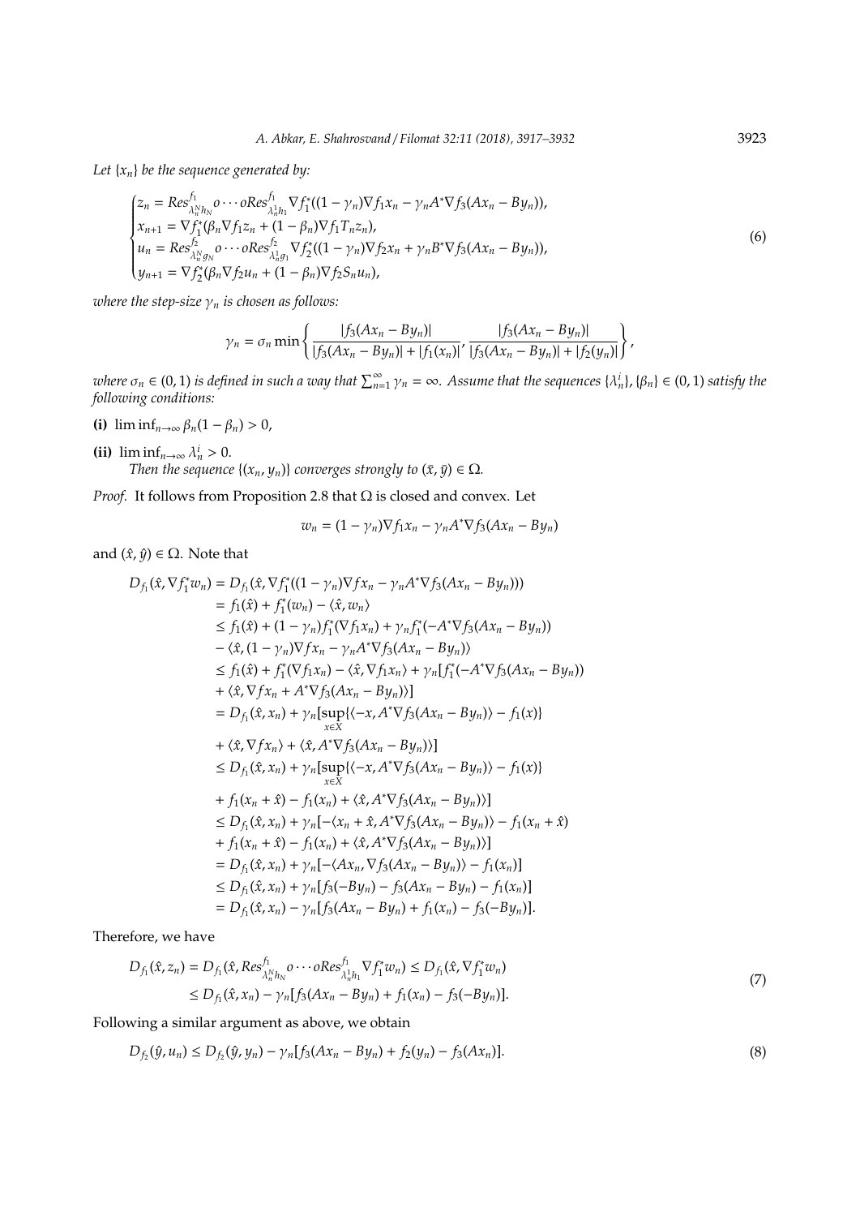*Let* $\{x_n\}$ *be the sequence generated by:*

$$
\begin{cases}
z_n = Res^{f_1}_{\lambda_n^N h_N} o \cdots o Res^{f_1}_{\lambda_n^1 h_1} \nabla f_1^*((1-\gamma_n)\nabla f_1 x_n - \gamma_n A^* \nabla f_3(Ax_n - By_n)),\\
x_{n+1} = \nabla f_1^*(\beta_n \nabla f_1 z_n + (1-\beta_n)\nabla f_1 T_n z_n),\\
u_n = Res^{f_2}_{\lambda_n^N g_N} o \cdots o Res^{f_2}_{\lambda_n^1 g_1} \nabla f_2^*((1-\gamma_n)\nabla f_2 x_n + \gamma_n B^* \nabla f_3(Ax_n - By_n)),\\
y_{n+1} = \nabla f_2^*(\beta_n \nabla f_2 u_n + (1-\beta_n)\nabla f_2 S_n u_n),
\end{cases}
\tag{6}
$$

*where the step-size* $\gamma_n$ *is chosen as follows:*

$$
\gamma_n = \sigma_n \min\left\{ \frac{|f_3(Ax_n - By_n)|}{|f_3(Ax_n - By_n)| + |f_1(x_n)|}, \frac{|f_3(Ax_n - By_n)|}{|f_3(Ax_n - By_n)| + |f_2(y_n)|} \right\},
$$

*where* $\sigma_n \in (0,1)$ *is defined in such a way that* $\sum_{n=1}^{\infty} \gamma_n = \infty$*. Assume that the sequences* $\{\lambda_n^i\}, \{\beta_n\} \in (0,1)$ *satisfy the following conditions:*

**(i)** $\liminf_{n\to\infty} \beta_n(1-\beta_n) > 0$,

**(ii)** $\liminf_{n\to\infty} \lambda_n^i > 0$.

*Then the sequence* $\{(x_n, y_n)\}$ *converges strongly to* $(\bar{x}, \bar{y}) \in \Omega$*.*

*Proof.* It follows from Proposition 2.8 that $\Omega$ is closed and convex. Let

$$
w_n = (1-\gamma_n)\nabla f_1 x_n - \gamma_n A^* \nabla f_3(Ax_n - By_n)
$$

and $(\hat{x}, \hat{y}) \in \Omega$. Note that

$$
\begin{aligned}
D_{f_1}(\hat{x}, \nabla f_1^* w_n) &= D_{f_1}(\hat{x}, \nabla f_1^*((1-\gamma_n)\nabla f x_n - \gamma_n A^* \nabla f_3(Ax_n - By_n)))\\
&= f_1(\hat{x}) + f_1^*(w_n) - \langle \hat{x}, w_n \rangle\\
&\le f_1(\hat{x}) + (1-\gamma_n) f_1^*(\nabla f_1 x_n) + \gamma_n f_1^*(-A^* \nabla f_3(Ax_n - By_n))\\
&\quad - \langle \hat{x}, (1-\gamma_n)\nabla f x_n - \gamma_n A^* \nabla f_3(Ax_n - By_n) \rangle\\
&\le f_1(\hat{x}) + f_1^*(\nabla f_1 x_n) - \langle \hat{x}, \nabla f_1 x_n \rangle + \gamma_n [f_1^*(-A^* \nabla f_3(Ax_n - By_n))\\
&\quad + \langle \hat{x}, \nabla f x_n + A^* \nabla f_3(Ax_n - By_n) \rangle]\\
&= D_{f_1}(\hat{x}, x_n) + \gamma_n [\sup_{x\in X} \{\langle -x, A^* \nabla f_3(Ax_n - By_n) \rangle - f_1(x)\}\\
&\quad + \langle \hat{x}, \nabla f x_n \rangle + \langle \hat{x}, A^* \nabla f_3(Ax_n - By_n) \rangle]\\
&\le D_{f_1}(\hat{x}, x_n) + \gamma_n [\sup_{x\in X} \{\langle -x, A^* \nabla f_3(Ax_n - By_n) \rangle - f_1(x)\}\\
&\quad + f_1(x_n + \hat{x}) - f_1(x_n) + \langle \hat{x}, A^* \nabla f_3(Ax_n - By_n) \rangle]\\
&\le D_{f_1}(\hat{x}, x_n) + \gamma_n [-\langle x_n + \hat{x}, A^* \nabla f_3(Ax_n - By_n) \rangle - f_1(x_n + \hat{x})\\
&\quad + f_1(x_n + \hat{x}) - f_1(x_n) + \langle \hat{x}, A^* \nabla f_3(Ax_n - By_n) \rangle]\\
&= D_{f_1}(\hat{x}, x_n) + \gamma_n [-\langle Ax_n, \nabla f_3(Ax_n - By_n) \rangle - f_1(x_n)]\\
&\le D_{f_1}(\hat{x}, x_n) + \gamma_n [f_3(-By_n) - f_3(Ax_n - By_n) - f_1(x_n)]\\
&= D_{f_1}(\hat{x}, x_n) - \gamma_n [f_3(Ax_n - By_n) + f_1(x_n) - f_3(-By_n)].
\end{aligned}
$$

Therefore, we have

$$
\begin{aligned}
D_{f_1}(\hat{x}, z_n) &= D_{f_1}(\hat{x}, Res^{f_1}_{\lambda_n^N h_N} o \cdots o Res^{f_1}_{\lambda_n^1 h_1} \nabla f_1^* w_n) \le D_{f_1}(\hat{x}, \nabla f_1^* w_n)\\
&\le D_{f_1}(\hat{x}, x_n) - \gamma_n [f_3(Ax_n - By_n) + f_1(x_n) - f_3(-By_n)].
\end{aligned}
\tag{7}
$$

Following a similar argument as above, we obtain

$$
D_{f_2}(\hat{y}, u_n) \le D_{f_2}(\hat{y}, y_n) - \gamma_n [f_3(Ax_n - By_n) + f_2(y_n) - f_3(Ax_n)].
\tag{8}
$$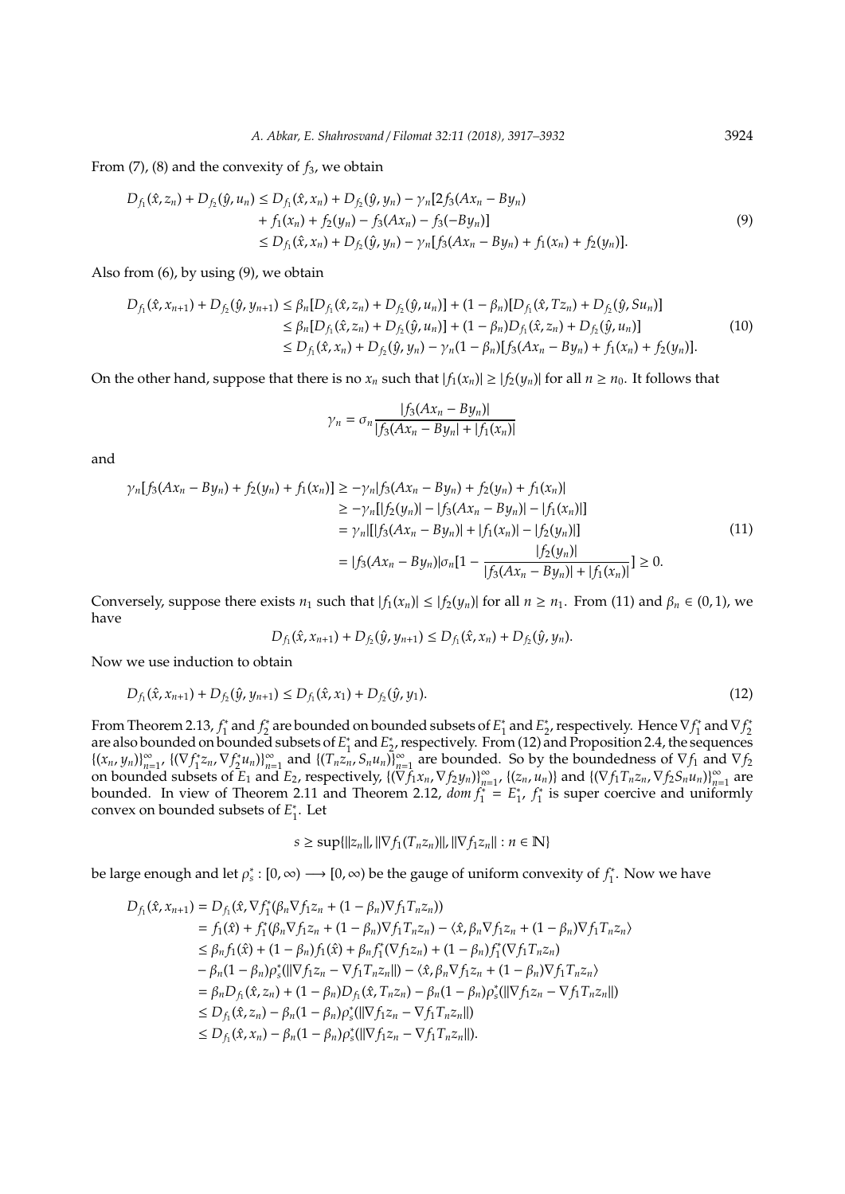From (7), (8) and the convexity of $f_3$, we obtain

$$
\begin{aligned}
D_{f_1}(\hat{x}, z_n) + D_{f_2}(\hat{y}, u_n) &\leq D_{f_1}(\hat{x}, x_n) + D_{f_2}(\hat{y}, y_n) - \gamma_n[2f_3(Ax_n - By_n) \\
&\quad + f_1(x_n) + f_2(y_n) - f_3(Ax_n) - f_3(-By_n)] \\
&\leq D_{f_1}(\hat{x}, x_n) + D_{f_2}(\hat{y}, y_n) - \gamma_n[f_3(Ax_n - By_n) + f_1(x_n) + f_2(y_n)].
\end{aligned} \tag{9}
$$

Also from (6), by using (9), we obtain

$$
\begin{aligned}
D_{f_1}(\hat{x}, x_{n+1}) + D_{f_2}(\hat{y}, y_{n+1}) &\leq \beta_n[D_{f_1}(\hat{x}, z_n) + D_{f_2}(\hat{y}, u_n)] + (1 - \beta_n)[D_{f_1}(\hat{x}, Tz_n) + D_{f_2}(\hat{y}, Su_n)] \\
&\leq \beta_n[D_{f_1}(\hat{x}, z_n) + D_{f_2}(\hat{y}, u_n)] + (1 - \beta_n)D_{f_1}(\hat{x}, z_n) + D_{f_2}(\hat{y}, u_n)] \\
&\leq D_{f_1}(\hat{x}, x_n) + D_{f_2}(\hat{y}, y_n) - \gamma_n(1 - \beta_n)[f_3(Ax_n - By_n) + f_1(x_n) + f_2(y_n)].
\end{aligned} \tag{10}
$$

On the other hand, suppose that there is no $x_n$ such that $|f_1(x_n)| \geq |f_2(y_n)|$ for all $n \geq n_0$. It follows that

$$
\gamma_n = \sigma_n \frac{|f_3(Ax_n - By_n)|}{|f_3(Ax_n - By_n| + |f_1(x_n)|}
$$

and

$$
\begin{aligned}
\gamma_n[f_3(Ax_n - By_n) + f_2(y_n) + f_1(x_n)] &\geq -\gamma_n|f_3(Ax_n - By_n) + f_2(y_n) + f_1(x_n)| \\
&\geq -\gamma_n[|f_2(y_n)| - |f_3(Ax_n - By_n)| - |f_1(x_n)|] \\
&= \gamma_n[[|f_3(Ax_n - By_n)| + |f_1(x_n)| - |f_2(y_n)|] \\
&= |f_3(Ax_n - By_n)|\sigma_n[1 - \frac{|f_2(y_n)|}{|f_3(Ax_n - By_n)| + |f_1(x_n)|}] \geq 0.
\end{aligned} \tag{11}
$$

Conversely, suppose there exists $n_1$ such that $|f_1(x_n)| \leq |f_2(y_n)|$ for all $n \geq n_1$. From (11) and $\beta_n \in (0, 1)$, we have

$$
D_{f_1}(\hat{x}, x_{n+1}) + D_{f_2}(\hat{y}, y_{n+1}) \leq D_{f_1}(\hat{x}, x_n) + D_{f_2}(\hat{y}, y_n).
$$

Now we use induction to obtain

$$
D_{f_1}(\hat{x}, x_{n+1}) + D_{f_2}(\hat{y}, y_{n+1}) \leq D_{f_1}(\hat{x}, x_1) + D_{f_2}(\hat{y}, y_1). \tag{12}
$$

From Theorem 2.13, $f_1^*$ and $f_2^*$ are bounded on bounded subsets of $E_1^*$ and $E_2^*$, respectively. Hence $\nabla f_1^*$ and $\nabla f_2^*$ are also bounded on bounded subsets of $E_1^*$ and $E_2^*$, respectively. From (12) and Proposition 2.4, the sequences $\{(x_n, y_n)\}_{n=1}^{\infty}$, $\{(\nabla f_1^* z_n, \nabla f_2^* u_n)\}_{n=1}^{\infty}$ and $\{(T_n z_n, S_n u_n)\}_{n=1}^{\infty}$ are bounded. So by the boundedness of $\nabla f_1$ and $\nabla f_2$ on bounded subsets of $E_1$ and $E_2$, respectively, $\{(\nabla f_1 x_n, \nabla f_2 y_n)\}_{n=1}^{\infty}$, $\{(z_n, u_n)\}$ and $\{(\nabla f_1 T_n z_n, \nabla f_2 S_n u_n)\}_{n=1}^{\infty}$ are bounded. In view of Theorem 2.11 and Theorem 2.12, *dom* $f_1^* = E_1^*$, $f_1^*$ is super coercive and uniformly convex on bounded subsets of $E_1^*$. Let

$$
s \geq \sup\{\|z_n\|, \|\nabla f_1(T_n z_n)\|, \|\nabla f_1 z_n\| : n \in \mathbb{N}\}
$$

be large enough and let $\rho_s^* : [0, \infty) \longrightarrow [0, \infty)$ be the gauge of uniform convexity of $f_1^*$. Now we have

$$
\begin{aligned}
D_{f_1}(\hat{x}, x_{n+1}) &= D_{f_1}(\hat{x}, \nabla f_1^*(\beta_n \nabla f_1 z_n + (1 - \beta_n)\nabla f_1 T_n z_n)) \\
&= f_1(\hat{x}) + f_1^*(\beta_n \nabla f_1 z_n + (1 - \beta_n)\nabla f_1 T_n z_n) - \langle \hat{x}, \beta_n \nabla f_1 z_n + (1 - \beta_n)\nabla f_1 T_n z_n \rangle \\
&\leq \beta_n f_1(\hat{x}) + (1 - \beta_n) f_1(\hat{x}) + \beta_n f_1^*(\nabla f_1 z_n) + (1 - \beta_n) f_1^*(\nabla f_1 T_n z_n) \\
&\quad - \beta_n(1 - \beta_n)\rho_s^*(\|\nabla f_1 z_n - \nabla f_1 T_n z_n\|) - \langle \hat{x}, \beta_n \nabla f_1 z_n + (1 - \beta_n)\nabla f_1 T_n z_n \rangle \\
&= \beta_n D_{f_1}(\hat{x}, z_n) + (1 - \beta_n) D_{f_1}(\hat{x}, T_n z_n) - \beta_n(1 - \beta_n)\rho_s^*(\|\nabla f_1 z_n - \nabla f_1 T_n z_n\|) \\
&\leq D_{f_1}(\hat{x}, z_n) - \beta_n(1 - \beta_n)\rho_s^*(\|\nabla f_1 z_n - \nabla f_1 T_n z_n\|) \\
&\leq D_{f_1}(\hat{x}, x_n) - \beta_n(1 - \beta_n)\rho_s^*(\|\nabla f_1 z_n - \nabla f_1 T_n z_n\|).
\end{aligned}
$$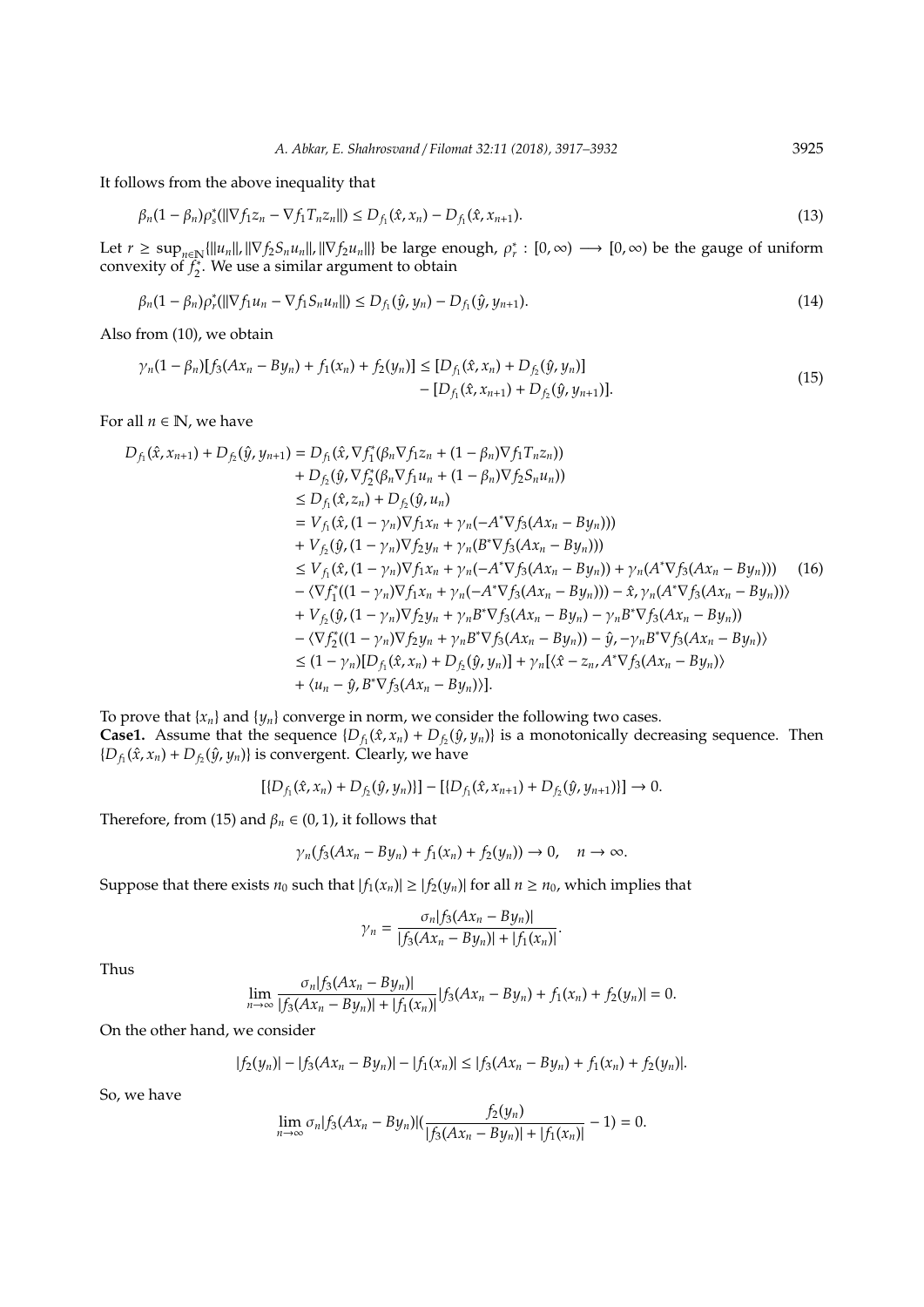It follows from the above inequality that

$$\beta_n(1-\beta_n)\rho_s^*(\|\nabla f_1 z_n - \nabla f_1 T_n z_n\|) \le D_{f_1}(\hat{x}, x_n) - D_{f_1}(\hat{x}, x_{n+1}). \tag{13}$$

Let $r \ge \sup_{n\in\mathbb{N}}\{\|u_n\|, \|\nabla f_2 S_n u_n\|, \|\nabla f_2 u_n\|\}$ be large enough, $\rho_r^* : [0,\infty) \longrightarrow [0,\infty)$ be the gauge of uniform convexity of $f_2^*$. We use a similar argument to obtain

$$\beta_n(1-\beta_n)\rho_r^*(\|\nabla f_1 u_n - \nabla f_1 S_n u_n\|) \le D_{f_1}(\hat{y}, y_n) - D_{f_1}(\hat{y}, y_{n+1}). \tag{14}$$

Also from (10), we obtain

$$\begin{aligned}\gamma_n(1-\beta_n)[f_3(Ax_n - By_n) + f_1(x_n) + f_2(y_n)] \le{}& [D_{f_1}(\hat{x}, x_n) + D_{f_2}(\hat{y}, y_n)] \\ &- [D_{f_1}(\hat{x}, x_{n+1}) + D_{f_2}(\hat{y}, y_{n+1})].\end{aligned} \tag{15}$$

For all $n \in \mathbb{N}$, we have

$$\begin{aligned}
D_{f_1}(\hat{x}, x_{n+1}) + D_{f_2}(\hat{y}, y_{n+1}) ={}& D_{f_1}(\hat{x}, \nabla f_1^*(\beta_n \nabla f_1 z_n + (1-\beta_n)\nabla f_1 T_n z_n)) \\
&+ D_{f_2}(\hat{y}, \nabla f_2^*(\beta_n \nabla f_1 u_n + (1-\beta_n)\nabla f_2 S_n u_n)) \\
\le{}& D_{f_1}(\hat{x}, z_n) + D_{f_2}(\hat{y}, u_n) \\
={}& V_{f_1}(\hat{x}, (1-\gamma_n)\nabla f_1 x_n + \gamma_n(-A^*\nabla f_3(Ax_n - By_n))) \\
&+ V_{f_2}(\hat{y}, (1-\gamma_n)\nabla f_2 y_n + \gamma_n(B^*\nabla f_3(Ax_n - By_n))) \\
\le{}& V_{f_1}(\hat{x}, (1-\gamma_n)\nabla f_1 x_n + \gamma_n(-A^*\nabla f_3(Ax_n - By_n)) + \gamma_n(A^*\nabla f_3(Ax_n - By_n))) \\
&- \langle \nabla f_1^*((1-\gamma_n)\nabla f_1 x_n + \gamma_n(-A^*\nabla f_3(Ax_n - By_n))) - \hat{x}, \gamma_n(A^*\nabla f_3(Ax_n - By_n))\rangle \\
&+ V_{f_2}(\hat{y}, (1-\gamma_n)\nabla f_2 y_n + \gamma_n B^*\nabla f_3(Ax_n - By_n) - \gamma_n B^*\nabla f_3(Ax_n - By_n)) \\
&- \langle \nabla f_2^*((1-\gamma_n)\nabla f_2 y_n + \gamma_n B^*\nabla f_3(Ax_n - By_n)) - \hat{y}, -\gamma_n B^*\nabla f_3(Ax_n - By_n)\rangle \\
\le{}& (1-\gamma_n)[D_{f_1}(\hat{x}, x_n) + D_{f_2}(\hat{y}, y_n)] + \gamma_n[\langle \hat{x} - z_n, A^*\nabla f_3(Ax_n - By_n)\rangle \\
&+ \langle u_n - \hat{y}, B^*\nabla f_3(Ax_n - By_n)\rangle].
\end{aligned} \tag{16}$$

To prove that $\{x_n\}$ and $\{y_n\}$ converge in norm, we consider the following two cases.

**Case1.** Assume that the sequence $\{D_{f_1}(\hat{x}, x_n) + D_{f_2}(\hat{y}, y_n)\}$ is a monotonically decreasing sequence. Then $\{D_{f_1}(\hat{x}, x_n) + D_{f_2}(\hat{y}, y_n)\}$ is convergent. Clearly, we have

$$[\{D_{f_1}(\hat{x}, x_n) + D_{f_2}(\hat{y}, y_n)\}] - [\{D_{f_1}(\hat{x}, x_{n+1}) + D_{f_2}(\hat{y}, y_{n+1})\}] \to 0.$$

Therefore, from (15) and $\beta_n \in (0,1)$, it follows that

$$\gamma_n(f_3(Ax_n - By_n) + f_1(x_n) + f_2(y_n)) \to 0, \quad n \to \infty.$$

Suppose that there exists $n_0$ such that $|f_1(x_n)| \ge |f_2(y_n)|$ for all $n \ge n_0$, which implies that

$$\gamma_n = \frac{\sigma_n |f_3(Ax_n - By_n)|}{|f_3(Ax_n - By_n)| + |f_1(x_n)|}.$$

Thus

$$\lim_{n\to\infty} \frac{\sigma_n |f_3(Ax_n - By_n)|}{|f_3(Ax_n - By_n)| + |f_1(x_n)|} |f_3(Ax_n - By_n) + f_1(x_n) + f_2(y_n)| = 0.$$

On the other hand, we consider

$$|f_2(y_n)| - |f_3(Ax_n - By_n)| - |f_1(x_n)| \le |f_3(Ax_n - By_n) + f_1(x_n) + f_2(y_n)|.$$

So, we have

$$\lim_{n\to\infty} \sigma_n |f_3(Ax_n - By_n)| \left(\frac{f_2(y_n)}{|f_3(Ax_n - By_n)| + |f_1(x_n)|} - 1\right) = 0.$$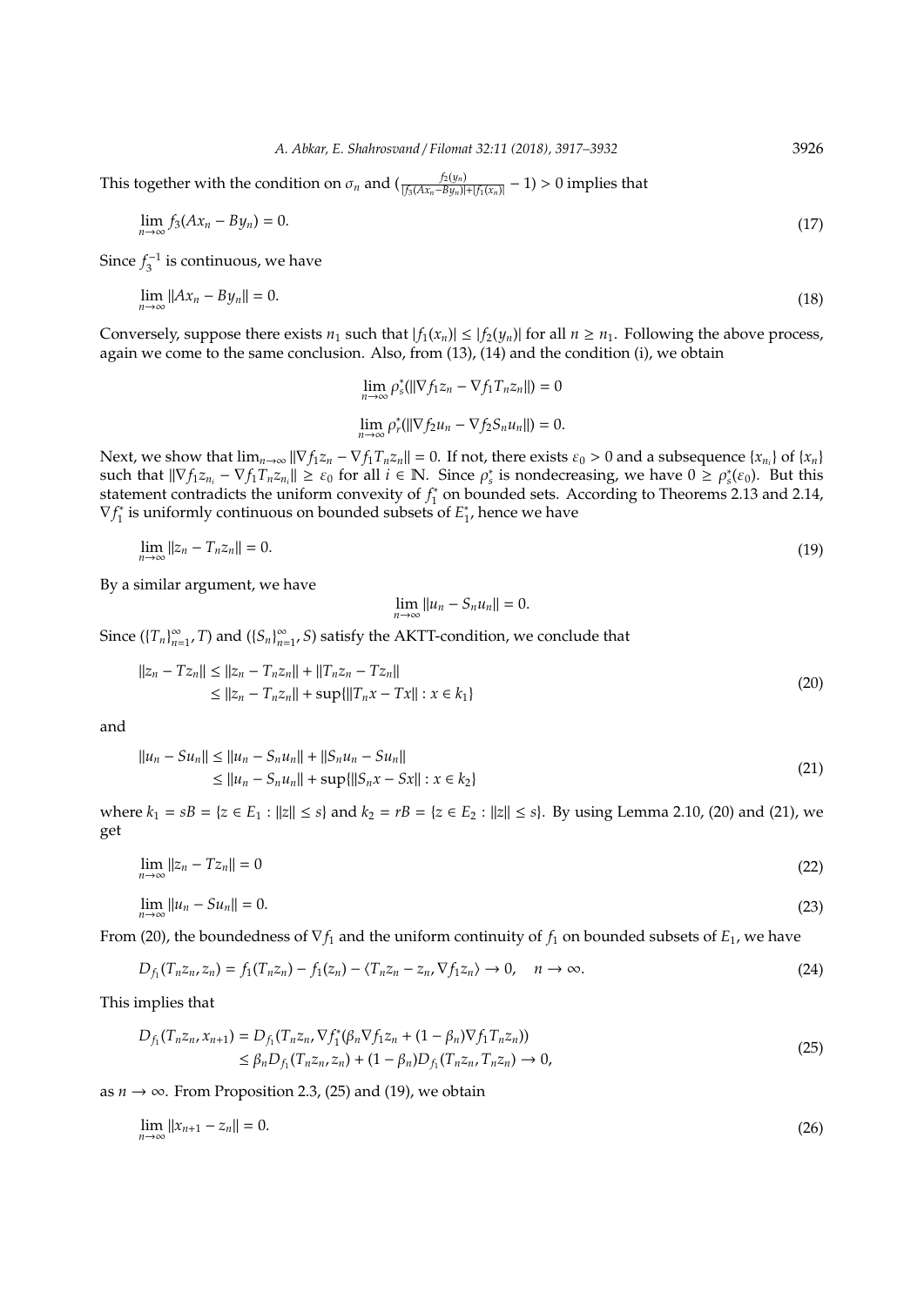This together with the condition on $\sigma_n$ and $(\frac{f_2(y_n)}{|f_3(Ax_n-By_n)|+|f_1(x_n)|}-1)>0$ implies that

$$\lim_{n\to\infty} f_3(Ax_n - By_n) = 0. \tag{17}$$

Since $f_3^{-1}$ is continuous, we have

$$\lim_{n\to\infty} \|Ax_n - By_n\| = 0. \tag{18}$$

Conversely, suppose there exists $n_1$ such that $|f_1(x_n)| \le |f_2(y_n)|$ for all $n \ge n_1$. Following the above process, again we come to the same conclusion. Also, from (13), (14) and the condition (i), we obtain

$$\lim_{n\to\infty} \rho_s^*(\|\nabla f_1 z_n - \nabla f_1 T_n z_n\|) = 0$$

$$\lim_{n\to\infty} \rho_r^*(\|\nabla f_2 u_n - \nabla f_2 S_n u_n\|) = 0.$$

Next, we show that $\lim_{n\to\infty} \|\nabla f_1 z_n - \nabla f_1 T_n z_n\| = 0$. If not, there exists $\varepsilon_0 > 0$ and a subsequence $\{x_{n_i}\}$ of $\{x_n\}$ such that $\|\nabla f_1 z_{n_i} - \nabla f_1 T_n z_{n_i}\| \ge \varepsilon_0$ for all $i \in \mathbb{N}$. Since $\rho_s^*$ is nondecreasing, we have $0 \ge \rho_s^*(\varepsilon_0)$. But this statement contradicts the uniform convexity of $f_1^*$ on bounded sets. According to Theorems 2.13 and 2.14, $\nabla f_1^*$ is uniformly continuous on bounded subsets of $E_1^*$, hence we have

$$\lim_{n\to\infty} \|z_n - T_n z_n\| = 0. \tag{19}$$

By a similar argument, we have

$$\lim_{n\to\infty} \|u_n - S_n u_n\| = 0.$$

Since $(\{T_n\}_{n=1}^\infty, T)$ and $(\{S_n\}_{n=1}^\infty, S)$ satisfy the AKTT-condition, we conclude that

$$\begin{aligned} \|z_n - Tz_n\| &\le \|z_n - T_n z_n\| + \|T_n z_n - Tz_n\| \\ &\le \|z_n - T_n z_n\| + \sup\{\|T_n x - Tx\| : x \in k_1\} \end{aligned} \tag{20}$$

and

$$\begin{aligned} \|u_n - Su_n\| &\le \|u_n - S_n u_n\| + \|S_n u_n - Su_n\| \\ &\le \|u_n - S_n u_n\| + \sup\{\|S_n x - Sx\| : x \in k_2\} \end{aligned} \tag{21}$$

where $k_1 = sB = \{z \in E_1 : \|z\| \le s\}$ and $k_2 = rB = \{z \in E_2 : \|z\| \le s\}$. By using Lemma 2.10, (20) and (21), we get

$$\lim_{n\to\infty} \|z_n - Tz_n\| = 0 \tag{22}$$

$$\lim_{n\to\infty} \|u_n - Su_n\| = 0. \tag{23}$$

From (20), the boundedness of $\nabla f_1$ and the uniform continuity of $f_1$ on bounded subsets of $E_1$, we have

$$D_{f_1}(T_n z_n, z_n) = f_1(T_n z_n) - f_1(z_n) - \langle T_n z_n - z_n, \nabla f_1 z_n \rangle \to 0, \quad n \to \infty. \tag{24}$$

This implies that

$$\begin{aligned} D_{f_1}(T_n z_n, x_{n+1}) &= D_{f_1}(T_n z_n, \nabla f_1^*(\beta_n \nabla f_1 z_n + (1-\beta_n)\nabla f_1 T_n z_n)) \\ &\le \beta_n D_{f_1}(T_n z_n, z_n) + (1-\beta_n) D_{f_1}(T_n z_n, T_n z_n) \to 0, \end{aligned} \tag{25}$$

as $n \to \infty$. From Proposition 2.3, (25) and (19), we obtain

$$\lim_{n\to\infty} \|x_{n+1} - z_n\| = 0. \tag{26}$$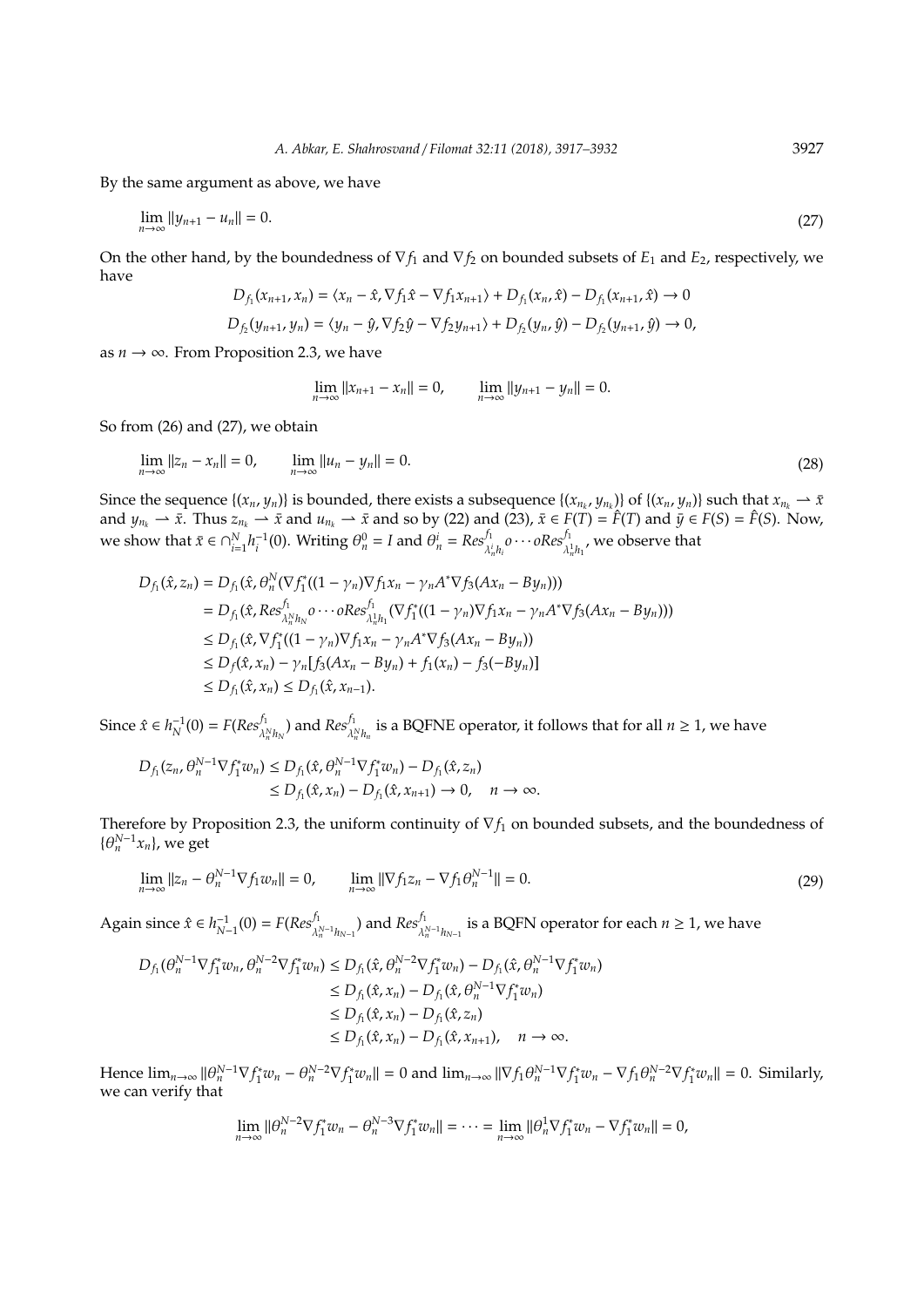By the same argument as above, we have

$$\lim_{n\to\infty} \|y_{n+1} - u_n\| = 0. \tag{27}$$

On the other hand, by the boundedness of $\nabla f_1$ and $\nabla f_2$ on bounded subsets of $E_1$ and $E_2$, respectively, we have

$$D_{f_1}(x_{n+1}, x_n) = \langle x_n - \hat{x}, \nabla f_1 \hat{x} - \nabla f_1 x_{n+1}\rangle + D_{f_1}(x_n, \hat{x}) - D_{f_1}(x_{n+1}, \hat{x}) \to 0$$

$$D_{f_2}(y_{n+1}, y_n) = \langle y_n - \hat{y}, \nabla f_2 \hat{y} - \nabla f_2 y_{n+1}\rangle + D_{f_2}(y_n, \hat{y}) - D_{f_2}(y_{n+1}, \hat{y}) \to 0,$$

as $n \to \infty$. From Proposition 2.3, we have

$$\lim_{n\to\infty} \|x_{n+1} - x_n\| = 0, \qquad \lim_{n\to\infty} \|y_{n+1} - y_n\| = 0.$$

So from (26) and (27), we obtain

$$\lim_{n\to\infty} \|z_n - x_n\| = 0, \qquad \lim_{n\to\infty} \|u_n - y_n\| = 0. \tag{28}$$

Since the sequence $\{(x_n, y_n)\}$ is bounded, there exists a subsequence $\{(x_{n_k}, y_{n_k})\}$ of $\{(x_n, y_n)\}$ such that $x_{n_k} \rightharpoonup \bar{x}$ and $y_{n_k} \rightharpoonup \bar{x}$. Thus $z_{n_k} \rightharpoonup \bar{x}$ and $u_{n_k} \rightharpoonup \bar{x}$ and so by (22) and (23), $\bar{x} \in F(T) = \hat{F}(T)$ and $\bar{y} \in F(S) = \hat{F}(S)$. Now, we show that $\bar{x} \in \cap_{i=1}^N h_i^{-1}(0)$. Writing $\theta_n^0 = I$ and $\theta_n^i = Res^{f_1}_{\lambda_n^i h_i} o \cdots o Res^{f_1}_{\lambda_n^1 h_1}$, we observe that

$$\begin{aligned}
D_{f_1}(\hat{x}, z_n) &= D_{f_1}(\hat{x}, \theta_n^N(\nabla f_1^*((1-\gamma_n)\nabla f_1 x_n - \gamma_n A^* \nabla f_3(Ax_n - By_n)))\\
&= D_{f_1}(\hat{x}, Res^{f_1}_{\lambda_n^N h_N} o \cdots o Res^{f_1}_{\lambda_n^1 h_1}(\nabla f_1^*((1-\gamma_n)\nabla f_1 x_n - \gamma_n A^* \nabla f_3(Ax_n - By_n)))\\
&\le D_{f_1}(\hat{x}, \nabla f_1^*((1-\gamma_n)\nabla f_1 x_n - \gamma_n A^* \nabla f_3(Ax_n - By_n))\\
&\le D_f(\hat{x}, x_n) - \gamma_n[f_3(Ax_n - By_n) + f_1(x_n) - f_3(-By_n)]\\
&\le D_{f_1}(\hat{x}, x_n) \le D_{f_1}(\hat{x}, x_{n-1}).
\end{aligned}$$

Since $\hat{x} \in h_N^{-1}(0) = F(Res^{f_1}_{\lambda_n^N h_N})$ and $Res^{f_1}_{\lambda_n^N h_n}$ is a BQFNE operator, it follows that for all $n \ge 1$, we have

$$\begin{aligned}
D_{f_1}(z_n, \theta_n^{N-1}\nabla f_1^* w_n) &\le D_{f_1}(\hat{x}, \theta_n^{N-1}\nabla f_1^* w_n) - D_{f_1}(\hat{x}, z_n)\\
&\le D_{f_1}(\hat{x}, x_n) - D_{f_1}(\hat{x}, x_{n+1}) \to 0, \quad n \to \infty.
\end{aligned}$$

Therefore by Proposition 2.3, the uniform continuity of $\nabla f_1$ on bounded subsets, and the boundedness of $\{\theta_n^{N-1} x_n\}$, we get

$$\lim_{n\to\infty} \|z_n - \theta_n^{N-1}\nabla f_1 w_n\| = 0, \qquad \lim_{n\to\infty} \|\nabla f_1 z_n - \nabla f_1 \theta_n^{N-1}\| = 0. \tag{29}$$

Again since $\hat{x} \in h_{N-1}^{-1}(0) = F(Res^{f_1}_{\lambda_n^{N-1} h_{N-1}})$ and $Res^{f_1}_{\lambda_n^{N-1} h_{N-1}}$ is a BQFN operator for each $n \ge 1$, we have

$$\begin{aligned}
D_{f_1}(\theta_n^{N-1}\nabla f_1^* w_n, \theta_n^{N-2}\nabla f_1^* w_n) &\le D_{f_1}(\hat{x}, \theta_n^{N-2}\nabla f_1^* w_n) - D_{f_1}(\hat{x}, \theta_n^{N-1}\nabla f_1^* w_n)\\
&\le D_{f_1}(\hat{x}, x_n) - D_{f_1}(\hat{x}, \theta_n^{N-1}\nabla f_1^* w_n)\\
&\le D_{f_1}(\hat{x}, x_n) - D_{f_1}(\hat{x}, z_n)\\
&\le D_{f_1}(\hat{x}, x_n) - D_{f_1}(\hat{x}, x_{n+1}), \quad n \to \infty.
\end{aligned}$$

Hence $\lim_{n\to\infty} \|\theta_n^{N-1}\nabla f_1^* w_n - \theta_n^{N-2}\nabla f_1^* w_n\| = 0$ and $\lim_{n\to\infty} \|\nabla f_1 \theta_n^{N-1}\nabla f_1^* w_n - \nabla f_1 \theta_n^{N-2}\nabla f_1^* w_n\| = 0$. Similarly, we can verify that

$$\lim_{n\to\infty} \|\theta_n^{N-2}\nabla f_1^* w_n - \theta_n^{N-3}\nabla f_1^* w_n\| = \cdots = \lim_{n\to\infty} \|\theta_n^1 \nabla f_1^* w_n - \nabla f_1^* w_n\| = 0,$$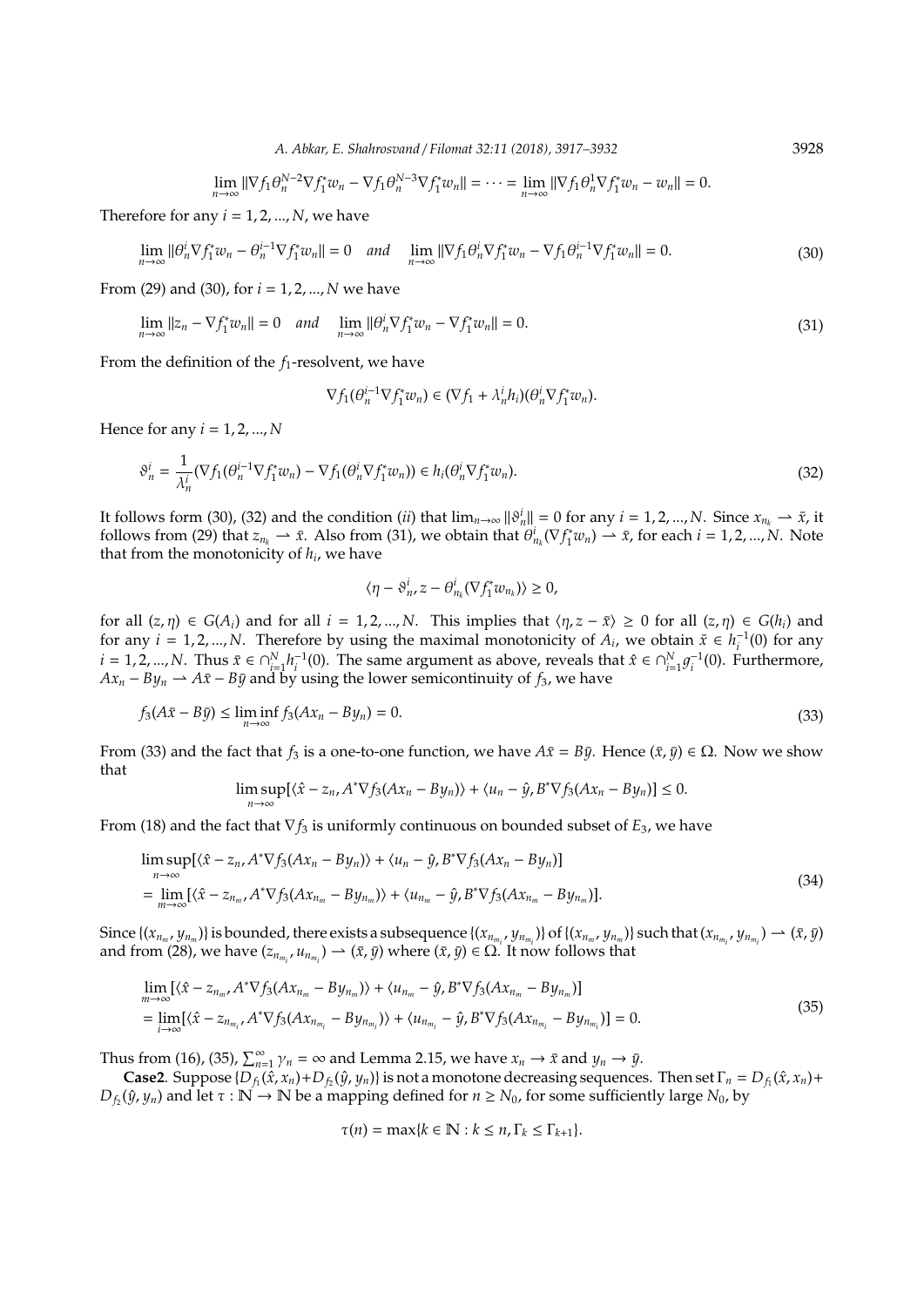$$\lim_{n\to\infty} \|\nabla f_1 \theta_n^{N-2} \nabla f_1^* w_n - \nabla f_1 \theta_n^{N-3} \nabla f_1^* w_n\| = \cdots = \lim_{n\to\infty} \|\nabla f_1 \theta_n^{1} \nabla f_1^* w_n - w_n\| = 0.$$

Therefore for any $i = 1, 2, ..., N$, we have

$$\lim_{n\to\infty} \|\theta_n^i \nabla f_1^* w_n - \theta_n^{i-1} \nabla f_1^* w_n\| = 0 \quad \textit{and} \quad \lim_{n\to\infty} \|\nabla f_1 \theta_n^i \nabla f_1^* w_n - \nabla f_1 \theta_n^{i-1} \nabla f_1^* w_n\| = 0. \tag{30}$$

From (29) and (30), for $i = 1, 2, ..., N$ we have

$$\lim_{n\to\infty} \|z_n - \nabla f_1^* w_n\| = 0 \quad \textit{and} \quad \lim_{n\to\infty} \|\theta_n^i \nabla f_1^* w_n - \nabla f_1^* w_n\| = 0. \tag{31}$$

From the definition of the $f_1$-resolvent, we have

$$\nabla f_1(\theta_n^{i-1} \nabla f_1^* w_n) \in (\nabla f_1 + \lambda_n^i h_i)(\theta_n^i \nabla f_1^* w_n).$$

Hence for any $i = 1, 2, ..., N$

$$\vartheta_n^i = \frac{1}{\lambda_n^i}(\nabla f_1(\theta_n^{i-1} \nabla f_1^* w_n) - \nabla f_1(\theta_n^i \nabla f_1^* w_n)) \in h_i(\theta_n^i \nabla f_1^* w_n). \tag{32}$$

It follows form (30), (32) and the condition $(ii)$ that $\lim_{n\to\infty} \|\vartheta_n^i\| = 0$ for any $i = 1, 2, ..., N$. Since $x_{n_k} \rightharpoonup \bar{x}$, it follows from (29) that $z_{n_k} \rightharpoonup \bar{x}$. Also from (31), we obtain $\theta_{n_k}^i(\nabla f_1^* w_n) \rightharpoonup \bar{x}$, for each $i = 1, 2, ..., N$. Note that from the monotonicity of $h_i$, we have

$$\langle \eta - \vartheta_n^i, z - \theta_{n_k}^i(\nabla f_1^* w_{n_k}) \rangle \geq 0,$$

for all $(z, \eta) \in G(A_i)$ and for all $i = 1, 2, ..., N$. This implies that $\langle \eta, z - \bar{x} \rangle \geq 0$ for all $(z, \eta) \in G(h_i)$ and for any $i = 1, 2, ..., N$. Therefore by using the maximal monotonicity of $A_i$, we obtain $\bar{x} \in h_i^{-1}(0)$ for any $i = 1, 2, ..., N$. Thus $\bar{x} \in \cap_{i=1}^N h_i^{-1}(0)$. The same argument as above, reveals that $\hat{x} \in \cap_{i=1}^N g_i^{-1}(0)$. Furthermore, $Ax_n - By_n \rightharpoonup A\bar{x} - B\bar{y}$ and by using the lower semicontinuity of $f_3$, we have

$$f_3(A\bar{x} - B\bar{y}) \leq \liminf_{n\to\infty} f_3(Ax_n - By_n) = 0. \tag{33}$$

From (33) and the fact that $f_3$ is a one-to-one function, we have $A\bar{x} = B\bar{y}$. Hence $(\bar{x}, \bar{y}) \in \Omega$. Now we show that

$$\limsup_{n\to\infty} [\langle \hat{x} - z_n, A^* \nabla f_3(Ax_n - By_n) \rangle + \langle u_n - \hat{y}, B^* \nabla f_3(Ax_n - By_n) \rangle] \leq 0.$$

From (18) and the fact that $\nabla f_3$ is uniformly continuous on bounded subset of $E_3$, we have

$$\begin{aligned}
&\limsup_{n\to\infty} [\langle \hat{x} - z_n, A^* \nabla f_3(Ax_n - By_n) \rangle + \langle u_n - \hat{y}, B^* \nabla f_3(Ax_n - By_n) \rangle] \\
&= \lim_{m\to\infty} [\langle \hat{x} - z_{n_m}, A^* \nabla f_3(Ax_{n_m} - By_{n_m}) \rangle + \langle u_{n_m} - \hat{y}, B^* \nabla f_3(Ax_{n_m} - By_{n_m}) \rangle].
\end{aligned} \tag{34}$$

Since $\{(x_{n_m}, y_{n_m})\}$ is bounded, there exists a subsequence $\{(x_{n_{m_i}}, y_{n_{m_i}})\}$ of $\{(x_{n_m}, y_{n_m})\}$ such that $(x_{n_{m_i}}, y_{n_{m_i}}) \rightharpoonup (\bar{x}, \bar{y})$ and from (28), we have $(z_{n_{m_i}}, u_{n_{m_i}}) \rightharpoonup (\bar{x}, \bar{y})$ where $(\bar{x}, \bar{y}) \in \Omega$. It now follows that

$$\begin{aligned}
&\lim_{m\to\infty} [\langle \hat{x} - z_{n_m}, A^* \nabla f_3(Ax_{n_m} - By_{n_m}) \rangle + \langle u_{n_m} - \hat{y}, B^* \nabla f_3(Ax_{n_m} - By_{n_m}) \rangle] \\
&= \lim_{i\to\infty} [\langle \hat{x} - z_{n_{m_i}}, A^* \nabla f_3(Ax_{n_{m_i}} - By_{n_{m_i}}) \rangle + \langle u_{n_{m_i}} - \hat{y}, B^* \nabla f_3(Ax_{n_{m_i}} - By_{n_{m_i}}) \rangle] = 0.
\end{aligned} \tag{35}$$

Thus from (16), (35), $\sum_{n=1}^\infty \gamma_n = \infty$ and Lemma 2.15, we have $x_n \to \bar{x}$ and $y_n \to \bar{y}$.

**Case2**. Suppose $\{D_{f_1}(\hat{x}, x_n) + D_{f_2}(\hat{y}, y_n)\}$ is not a monotone decreasing sequences. Then set $\Gamma_n = D_{f_1}(\hat{x}, x_n) + D_{f_2}(\hat{y}, y_n)$ and let $\tau : \mathbb{N} \to \mathbb{N}$ be a mapping defined for $n \geq N_0$, for some sufficiently large $N_0$, by

$$\tau(n) = \max\{k \in \mathbb{N} : k \leq n, \Gamma_k \leq \Gamma_{k+1}\}.$$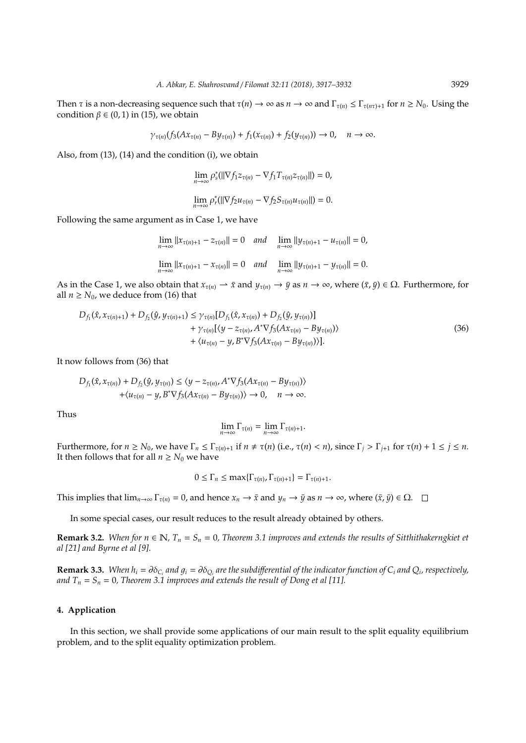Then $\tau$ is a non-decreasing sequence such that $\tau(n) \to \infty$ as $n \to \infty$ and $\Gamma_{\tau(n)} \leq \Gamma_{\tau(n\tau)+1}$ for $n \geq N_0$. Using the condition $\beta \in (0, 1)$ in (15), we obtain

$$\gamma_{\tau(n)}(f_3(Ax_{\tau(n)} - By_{\tau(n)}) + f_1(x_{\tau(n)}) + f_2(y_{\tau(n)})) \to 0, \quad n \to \infty.$$

Also, from (13), (14) and the condition (i), we obtain

$$\lim_{n\to\infty} \rho_s^*(\|\nabla f_1 z_{\tau(n)} - \nabla f_1 T_{\tau(n)} z_{\tau(n)}\|) = 0,$$

$$\lim_{n\to\infty} \rho_r^*(\|\nabla f_2 u_{\tau(n)} - \nabla f_2 S_{\tau(n)} u_{\tau(n)}\|) = 0.$$

Following the same argument as in Case 1, we have

$$\lim_{n\to\infty} \|x_{\tau(n)+1} - z_{\tau(n)}\| = 0 \quad \textit{and} \quad \lim_{n\to\infty} \|y_{\tau(n)+1} - u_{\tau(n)}\| = 0,$$

$$\lim_{n\to\infty} \|x_{\tau(n)+1} - x_{\tau(n)}\| = 0 \quad \textit{and} \quad \lim_{n\to\infty} \|y_{\tau(n)+1} - y_{\tau(n)}\| = 0.$$

As in the Case 1, we also obtain that $x_{\tau(n)} \rightharpoonup \bar{x}$ and $y_{\tau(n)} \to \bar{y}$ as $n \to \infty$, where $(\bar{x}, \bar{y}) \in \Omega$. Furthermore, for all $n \geq N_0$, we deduce from (16) that

$$\begin{aligned} D_{f_1}(\hat{x}, x_{\tau(n)+1}) + D_{f_2}(\hat{y}, y_{\tau(n)+1}) \leq{}& \gamma_{\tau(n)}[D_{f_1}(\hat{x}, x_{\tau(n)}) + D_{f_2}(\hat{y}, y_{\tau(n)})] \\ &+ \gamma_{\tau(n)}[\langle y - z_{\tau(n)}, A^*\nabla f_3(Ax_{\tau(n)} - By_{\tau(n)})\rangle \\ &+ \langle u_{\tau(n)} - y, B^*\nabla f_3(Ax_{\tau(n)} - By_{\tau(n)})\rangle]. \end{aligned} \tag{36}$$

It now follows from (36) that

$$\begin{aligned} D_{f_1}(\hat{x}, x_{\tau(n)}) + D_{f_2}(\hat{y}, y_{\tau(n)}) \leq{}& \langle y - z_{\tau(n)}, A^*\nabla f_3(Ax_{\tau(n)} - By_{\tau(n)})\rangle \\ &+ \langle u_{\tau(n)} - y, B^*\nabla f_3(Ax_{\tau(n)} - By_{\tau(n)})\rangle \to 0, \quad n \to \infty. \end{aligned}$$

Thus

$$\lim_{n\to\infty} \Gamma_{\tau(n)} = \lim_{n\to\infty} \Gamma_{\tau(n)+1}.$$

Furthermore, for $n \geq N_0$, we have $\Gamma_n \leq \Gamma_{\tau(n)+1}$ if $n \neq \tau(n)$ (i.e., $\tau(n) < n$), since $\Gamma_j > \Gamma_{j+1}$ for $\tau(n) + 1 \leq j \leq n$. It then follows that for all $n \geq N_0$ we have

$$0 \leq \Gamma_n \leq \max\{\Gamma_{\tau(n)}, \Gamma_{\tau(n)+1}\} = \Gamma_{\tau(n)+1}.$$

This implies that $\lim_{n\to\infty} \Gamma_{\tau(n)} = 0$, and hence $x_n \to \bar{x}$ and $y_n \to \bar{y}$ as $n \to \infty$, where $(\bar{x}, \bar{y}) \in \Omega$. $\square$

In some special cases, our result reduces to the result already obtained by others.

**Remark 3.2.** *When for $n \in \mathbb{N}$, $T_n = S_n = 0$, Theorem 3.1 improves and extends the results of Sitthithakerngkiet et al [21] and Byrne et al [9].*

**Remark 3.3.** *When $h_i = \partial\delta_{C_i}$ and $g_i = \partial\delta_{Q_i}$ are the subdifferential of the indicator function of $C_i$ and $Q_i$, respectively, and $T_n = S_n = 0$, Theorem 3.1 improves and extends the result of Dong et al [11].*

## 4. Application

In this section, we shall provide some applications of our main result to the split equality equilibrium problem, and to the split equality optimization problem.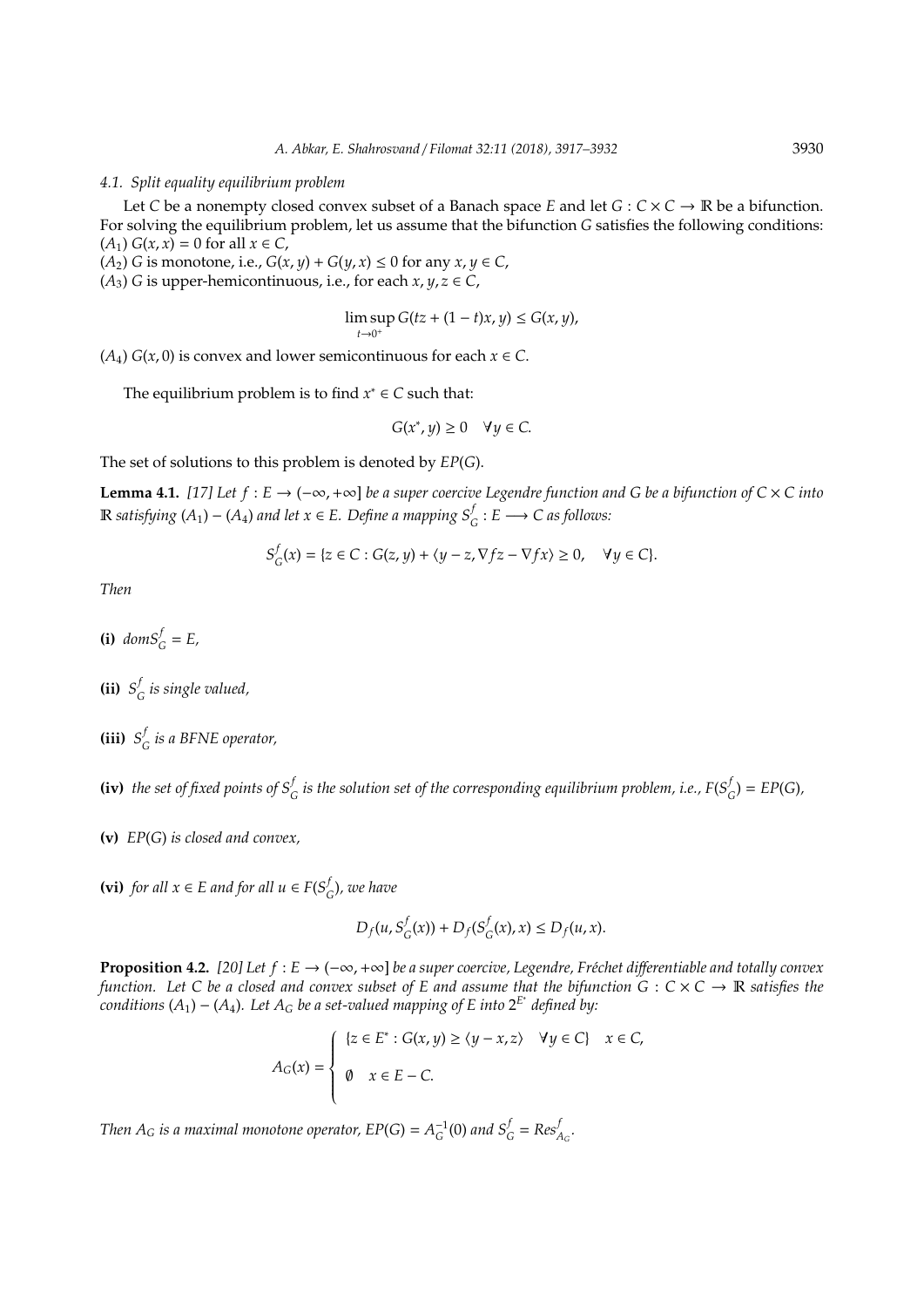### 4.1. Split equality equilibrium problem

Let $C$ be a nonempty closed convex subset of a Banach space $E$ and let $G : C \times C \to \mathbb{R}$ be a bifunction. For solving the equilibrium problem, let us assume that the bifunction $G$ satisfies the following conditions:
$(A_1)$ $G(x, x) = 0$ for all $x \in C$,
$(A_2)$ $G$ is monotone, i.e., $G(x, y) + G(y, x) \leq 0$ for any $x, y \in C$,
$(A_3)$ $G$ is upper-hemicontinuous, i.e., for each $x, y, z \in C$,

$$\limsup_{t \to 0^+} G(tz + (1-t)x, y) \leq G(x, y),$$

$(A_4)$ $G(x, 0)$ is convex and lower semicontinuous for each $x \in C$.

The equilibrium problem is to find $x^* \in C$ such that:

$$G(x^*, y) \geq 0 \quad \forall y \in C.$$

The set of solutions to this problem is denoted by $EP(G)$.

**Lemma 4.1.** *[17] Let $f : E \to (-\infty, +\infty]$ be a super coercive Legendre function and $G$ be a bifunction of $C \times C$ into $\mathbb{R}$ satisfying $(A_1) - (A_4)$ and let $x \in E$. Define a mapping $S_G^f : E \longrightarrow C$ as follows:*

$$S_G^f(x) = \{z \in C : G(z, y) + \langle y - z, \nabla f z - \nabla f x \rangle \geq 0, \quad \forall y \in C\}.$$

*Then*

**(i)** *$dom S_G^f = E$,*

**(ii)** *$S_G^f$ is single valued,*

**(iii)** *$S_G^f$ is a BFNE operator,*

**(iv)** *the set of fixed points of $S_G^f$ is the solution set of the corresponding equilibrium problem, i.e., $F(S_G^f) = EP(G)$,*

**(v)** *$EP(G)$ is closed and convex,*

**(vi)** *for all $x \in E$ and for all $u \in F(S_G^f)$, we have*

$$D_f(u, S_G^f(x)) + D_f(S_G^f(x), x) \leq D_f(u, x).$$

**Proposition 4.2.** *[20] Let $f : E \to (-\infty, +\infty]$ be a super coercive, Legendre, Fréchet differentiable and totally convex function. Let $C$ be a closed and convex subset of $E$ and assume that the bifunction $G : C \times C \to \mathbb{R}$ satisfies the conditions $(A_1) - (A_4)$. Let $A_G$ be a set-valued mapping of $E$ into $2^{E^*}$ defined by:*

$$A_G(x) = \begin{cases} \{z \in E^* : G(x, y) \geq \langle y - x, z \rangle \quad \forall y \in C\} & x \in C, \\ \emptyset & x \in E - C. \end{cases}$$

*Then $A_G$ is a maximal monotone operator, $EP(G) = A_G^{-1}(0)$ and $S_G^f = Res_{A_G}^f$.*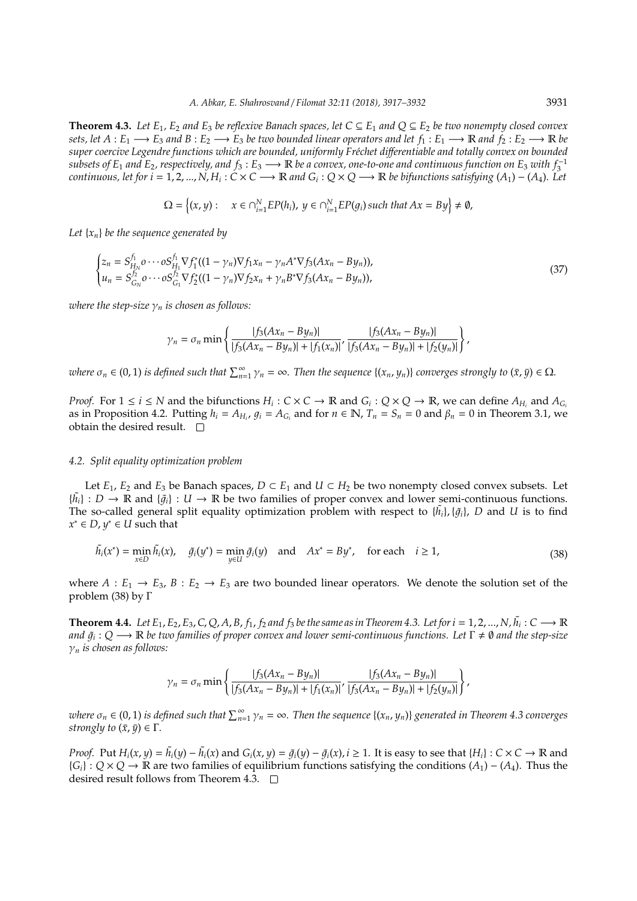**Theorem 4.3.** *Let $E_1$, $E_2$ and $E_3$ be reflexive Banach spaces, let $C \subseteq E_1$ and $Q \subseteq E_2$ be two nonempty closed convex sets, let $A : E_1 \longrightarrow E_3$ and $B : E_2 \longrightarrow E_3$ be two bounded linear operators and let $f_1 : E_1 \longrightarrow \mathbb{R}$ and $f_2 : E_2 \longrightarrow \mathbb{R}$ be super coercive Legendre functions which are bounded, uniformly Fréchet differentiable and totally convex on bounded subsets of $E_1$ and $E_2$, respectively, and $f_3 : E_3 \longrightarrow \mathbb{R}$ be a convex, one-to-one and continuous function on $E_3$ with $f_3^{-1}$ continuous, let for $i = 1, 2, ..., N$, $H_i : C \times C \longrightarrow \mathbb{R}$ and $G_i : Q \times Q \longrightarrow \mathbb{R}$ be bifunctions satisfying $(A_1) - (A_4)$. Let*

$$\Omega = \Big\{(x, y) : \quad x \in \cap_{i=1}^{N} EP(h_i),\ y \in \cap_{i=1}^{N} EP(g_i) \text{ such that } Ax = By\Big\} \neq \emptyset,$$

*Let $\{x_n\}$ be the sequence generated by*

$$\begin{cases} z_n = S_{H_N}^{f_1} o \cdots o S_{H_1}^{f_1} \nabla f_1^*((1-\gamma_n)\nabla f_1 x_n - \gamma_n A^* \nabla f_3(Ax_n - By_n)), \\ u_n = S_{G_N}^{f_2} o \cdots o S_{G_1}^{f_2} \nabla f_2^*((1-\gamma_n)\nabla f_2 x_n + \gamma_n B^* \nabla f_3(Ax_n - By_n)), \end{cases} \tag{37}$$

*where the step-size $\gamma_n$ is chosen as follows:*

$$\gamma_n = \sigma_n \min\left\{ \frac{|f_3(Ax_n - By_n)|}{|f_3(Ax_n - By_n)| + |f_1(x_n)|}, \frac{|f_3(Ax_n - By_n)|}{|f_3(Ax_n - By_n)| + |f_2(y_n)|} \right\},$$

*where $\sigma_n \in (0, 1)$ is defined such that $\sum_{n=1}^{\infty} \gamma_n = \infty$. Then the sequence $\{(x_n, y_n)\}$ converges strongly to $(\bar{x}, \bar{y}) \in \Omega$.*

*Proof.* For $1 \le i \le N$ and the bifunctions $H_i : C \times C \to \mathbb{R}$ and $G_i : Q \times Q \to \mathbb{R}$, we can define $A_{H_i}$ and $A_{G_i}$ as in Proposition 4.2. Putting $h_i = A_{H_i}$, $g_i = A_{G_i}$ and for $n \in \mathbb{N}$, $T_n = S_n = 0$ and $\beta_n = 0$ in Theorem 3.1, we obtain the desired result. □

### 4.2. Split equality optimization problem

Let $E_1$, $E_2$ and $E_3$ be Banach spaces, $D \subset E_1$ and $U \subset H_2$ be two nonempty closed convex subsets. Let $\{\tilde{h}_i\} : D \to \mathbb{R}$ and $\{\tilde{g}_i\} : U \to \mathbb{R}$ be two families of proper convex and lower semi-continuous functions. The so-called general split equality optimization problem with respect to $\{\tilde{h}_i\}, \{\tilde{g}_i\}$, $D$ and $U$ is to find $x^* \in D$, $y^* \in U$ such that

$$\tilde{h}_i(x^*) = \min_{x \in D} \tilde{h}_i(x), \quad \tilde{g}_i(y^*) = \min_{y \in U} \tilde{g}_i(y) \quad \text{and} \quad Ax^* = By^*, \quad \text{for each} \quad i \ge 1, \tag{38}$$

where $A : E_1 \to E_3$, $B : E_2 \to E_3$ are two bounded linear operators. We denote the solution set of the problem (38) by $\Gamma$

**Theorem 4.4.** *Let $E_1, E_2, E_3, C, Q, A, B, f_1, f_2$ and $f_3$ be the same as in Theorem 4.3. Let for $i = 1, 2, ..., N$, $\tilde{h}_i : C \longrightarrow \mathbb{R}$ and $\tilde{g}_i : Q \longrightarrow \mathbb{R}$ be two families of proper convex and lower semi-continuous functions. Let $\Gamma \neq \emptyset$ and the step-size $\gamma_n$ is chosen as follows:*

$$\gamma_n = \sigma_n \min\left\{ \frac{|f_3(Ax_n - By_n)|}{|f_3(Ax_n - By_n)| + |f_1(x_n)|}, \frac{|f_3(Ax_n - By_n)|}{|f_3(Ax_n - By_n)| + |f_2(y_n)|} \right\},$$

*where $\sigma_n \in (0, 1)$ is defined such that $\sum_{n=1}^{\infty} \gamma_n = \infty$. Then the sequence $\{(x_n, y_n)\}$ generated in Theorem 4.3 converges strongly to $(\bar{x}, \bar{y}) \in \Gamma$.*

*Proof.* Put $H_i(x, y) = \tilde{h}_i(y) - \tilde{h}_i(x)$ and $G_i(x, y) = \tilde{g}_i(y) - \tilde{g}_i(x), i \ge 1$. It is easy to see that $\{H_i\} : C \times C \to \mathbb{R}$ and $\{G_i\} : Q \times Q \to \mathbb{R}$ are two families of equilibrium functions satisfying the conditions $(A_1) - (A_4)$. Thus the desired result follows from Theorem 4.3. □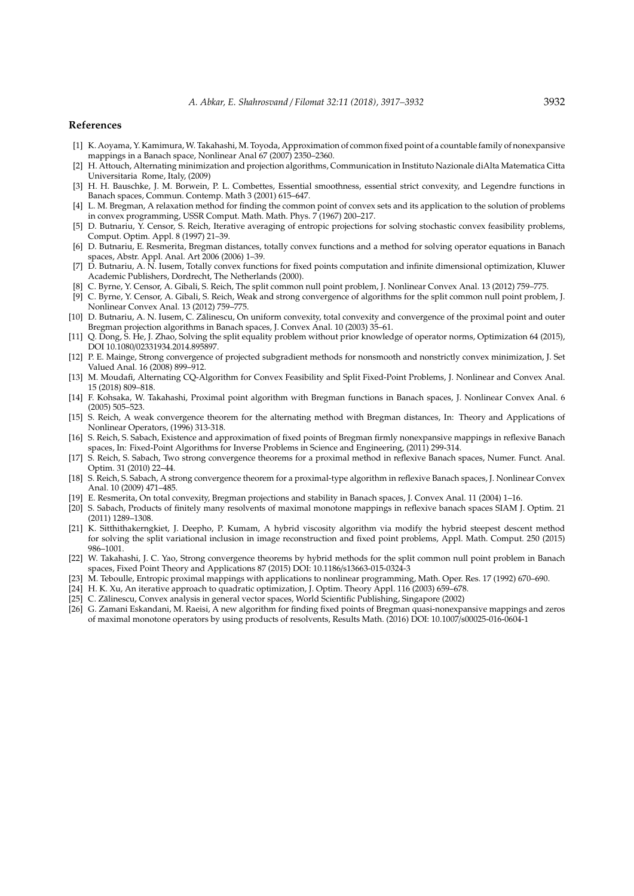## References

[1] K. Aoyama, Y. Kamimura, W. Takahashi, M. Toyoda, Approximation of common fixed point of a countable family of nonexpansive mappings in a Banach space, Nonlinear Anal 67 (2007) 2350–2360.

[2] H. Attouch, Alternating minimization and projection algorithms, Communication in Instituto Nazionale diAlta Matematica Citta Universitaria Rome, Italy, (2009)

[3] H. H. Bauschke, J. M. Borwein, P. L. Combettes, Essential smoothness, essential strict convexity, and Legendre functions in Banach spaces, Commun. Contemp. Math 3 (2001) 615–647.

[4] L. M. Bregman, A relaxation method for finding the common point of convex sets and its application to the solution of problems in convex programming, USSR Comput. Math. Math. Phys. 7 (1967) 200–217.

[5] D. Butnariu, Y. Censor, S. Reich, Iterative averaging of entropic projections for solving stochastic convex feasibility problems, Comput. Optim. Appl. 8 (1997) 21–39.

[6] D. Butnariu, E. Resmerita, Bregman distances, totally convex functions and a method for solving operator equations in Banach spaces, Abstr. Appl. Anal. Art 2006 (2006) 1–39.

[7] D. Butnariu, A. N. Iusem, Totally convex functions for fixed points computation and infinite dimensional optimization, Kluwer Academic Publishers, Dordrecht, The Netherlands (2000).

[8] C. Byrne, Y. Censor, A. Gibali, S. Reich, The split common null point problem, J. Nonlinear Convex Anal. 13 (2012) 759–775.

[9] C. Byrne, Y. Censor, A. Gibali, S. Reich, Weak and strong convergence of algorithms for the split common null point problem, J. Nonlinear Convex Anal. 13 (2012) 759–775.

[10] D. Butnariu, A. N. Iusem, C. Zălinescu, On uniform convexity, total convexity and convergence of the proximal point and outer Bregman projection algorithms in Banach spaces, J. Convex Anal. 10 (2003) 35–61.

[11] Q. Dong, S. He, J. Zhao, Solving the split equality problem without prior knowledge of operator norms, Optimization 64 (2015), DOI 10.1080/02331934.2014.895897.

[12] P. E. Mainge, Strong convergence of projected subgradient methods for nonsmooth and nonstrictly convex minimization, J. Set Valued Anal. 16 (2008) 899–912.

[13] M. Moudafi, Alternating CQ-Algorithm for Convex Feasibility and Split Fixed-Point Problems, J. Nonlinear and Convex Anal. 15 (2018) 809–818.

[14] F. Kohsaka, W. Takahashi, Proximal point algorithm with Bregman functions in Banach spaces, J. Nonlinear Convex Anal. 6 (2005) 505–523.

[15] S. Reich, A weak convergence theorem for the alternating method with Bregman distances, In: Theory and Applications of Nonlinear Operators, (1996) 313-318.

[16] S. Reich, S. Sabach, Existence and approximation of fixed points of Bregman firmly nonexpansive mappings in reflexive Banach spaces, In: Fixed-Point Algorithms for Inverse Problems in Science and Engineering, (2011) 299-314.

[17] S. Reich, S. Sabach, Two strong convergence theorems for a proximal method in reflexive Banach spaces, Numer. Funct. Anal. Optim. 31 (2010) 22–44.

[18] S. Reich, S. Sabach, A strong convergence theorem for a proximal-type algorithm in reflexive Banach spaces, J. Nonlinear Convex Anal. 10 (2009) 471–485.

[19] E. Resmerita, On total convexity, Bregman projections and stability in Banach spaces, J. Convex Anal. 11 (2004) 1–16.

[20] S. Sabach, Products of finitely many resolvents of maximal monotone mappings in reflexive banach spaces SIAM J. Optim. 21 (2011) 1289–1308.

[21] K. Sitthithakerngkiet, J. Deepho, P. Kumam, A hybrid viscosity algorithm via modify the hybrid steepest descent method for solving the split variational inclusion in image reconstruction and fixed point problems, Appl. Math. Comput. 250 (2015) 986–1001.

[22] W. Takahashi, J. C. Yao, Strong convergence theorems by hybrid methods for the split common null point problem in Banach spaces, Fixed Point Theory and Applications 87 (2015) DOI: 10.1186/s13663-015-0324-3

[23] M. Teboulle, Entropic proximal mappings with applications to nonlinear programming, Math. Oper. Res. 17 (1992) 670–690.

[24] H. K. Xu, An iterative approach to quadratic optimization, J. Optim. Theory Appl. 116 (2003) 659–678.

[25] C. Zălinescu, Convex analysis in general vector spaces, World Scientific Publishing, Singapore (2002)

[26] G. Zamani Eskandani, M. Raeisi, A new algorithm for finding fixed points of Bregman quasi-nonexpansive mappings and zeros of maximal monotone operators by using products of resolvents, Results Math. (2016) DOI: 10.1007/s00025-016-0604-1